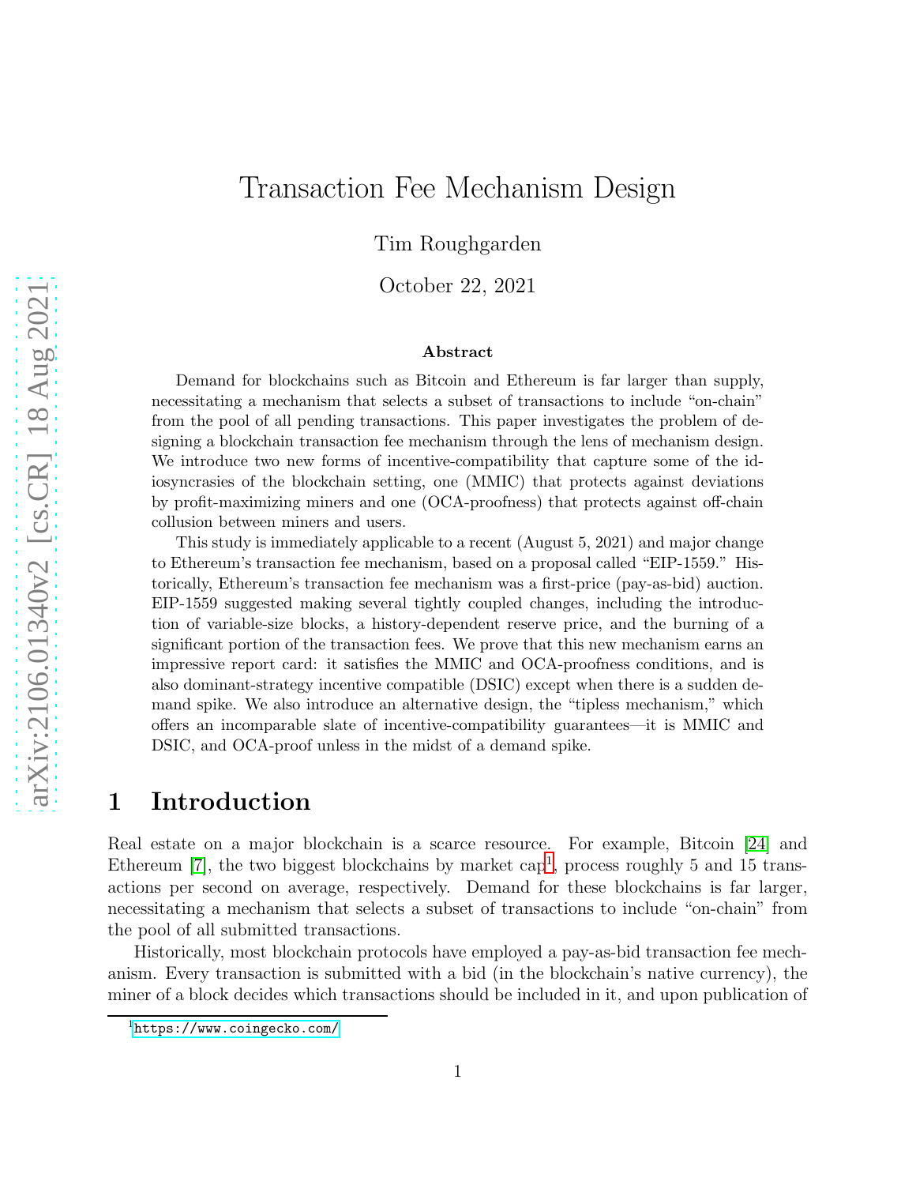# Transaction Fee Mechanism Design

Tim Roughgarden

October 22, 2021

### Abstract

Demand for blockchains such as Bitcoin and Ethereum is far larger than supply, necessitating a mechanism that selects a subset of transactions to include "on-chain" from the pool of all pending transactions. This paper investigates the problem of designing a blockchain transaction fee mechanism through the lens of mechanism design. We introduce two new forms of incentive-compatibility that capture some of the idiosyncrasies of the blockchain setting, one (MMIC) that protects against deviations by profit-maximizing miners and one (OCA-proofness) that protects against off-chain collusion between miners and users.

This study is immediately applicable to a recent (August 5, 2021) and major change to Ethereum's transaction fee mechanism, based on a proposal called "EIP-1559." Historically, Ethereum's transaction fee mechanism was a first-price (pay-as-bid) auction. EIP-1559 suggested making several tightly coupled changes, including the introduction of variable-size blocks, a history-dependent reserve price, and the burning of a significant portion of the transaction fees. We prove that this new mechanism earns an impressive report card: it satisfies the MMIC and OCA-proofness conditions, and is also dominant-strategy incentive compatible (DSIC) except when there is a sudden demand spike. We also introduce an alternative design, the "tipless mechanism," which offers an incomparable slate of incentive-compatibility guarantees—it is MMIC and DSIC, and OCA-proof unless in the midst of a demand spike.

## 1 Introduction

Real estate on a major blockchain is a scarce resource. For example, Bitcoin [24] and Ethereum [7], the two biggest blockchains by market cap[1], process roughly 5 and 15 transactions per second on average, respectively. Demand for these blockchains is far larger, necessitating a mechanism that selects a subset of transactions to include "on-chain" from the pool of all submitted transactions.

Historically, most blockchain protocols have employed a pay-as-bid transaction fee mechanism. Every transaction is submitted with a bid (in the blockchain's native currency), the miner of a block decides which transactions should be included in it, and upon publication of

[1] https://www.coingecko.com/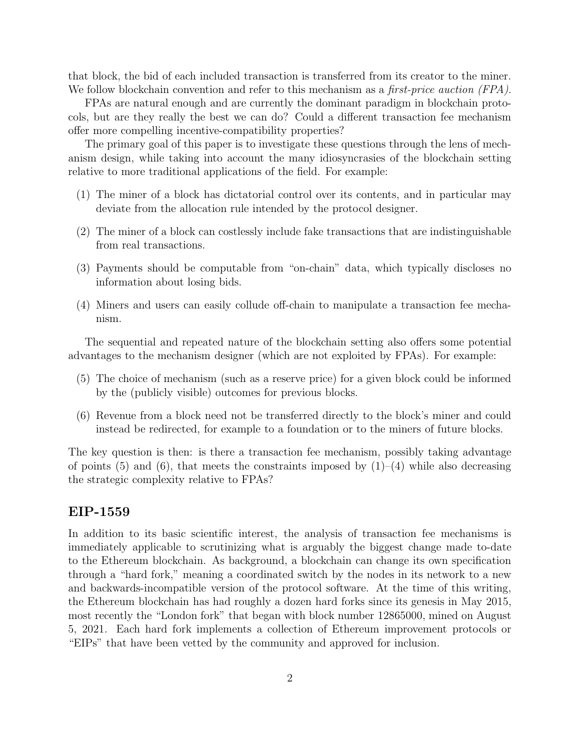that block, the bid of each included transaction is transferred from its creator to the miner. We follow blockchain convention and refer to this mechanism as a *first-price auction (FPA)*.

FPAs are natural enough and are currently the dominant paradigm in blockchain protocols, but are they really the best we can do? Could a different transaction fee mechanism offer more compelling incentive-compatibility properties?

The primary goal of this paper is to investigate these questions through the lens of mechanism design, while taking into account the many idiosyncrasies of the blockchain setting relative to more traditional applications of the field. For example:

(1) The miner of a block has dictatorial control over its contents, and in particular may deviate from the allocation rule intended by the protocol designer.

(2) The miner of a block can costlessly include fake transactions that are indistinguishable from real transactions.

(3) Payments should be computable from "on-chain" data, which typically discloses no information about losing bids.

(4) Miners and users can easily collude off-chain to manipulate a transaction fee mechanism.

The sequential and repeated nature of the blockchain setting also offers some potential advantages to the mechanism designer (which are not exploited by FPAs). For example:

(5) The choice of mechanism (such as a reserve price) for a given block could be informed by the (publicly visible) outcomes for previous blocks.

(6) Revenue from a block need not be transferred directly to the block's miner and could instead be redirected, for example to a foundation or to the miners of future blocks.

The key question is then: is there a transaction fee mechanism, possibly taking advantage of points (5) and (6), that meets the constraints imposed by (1)–(4) while also decreasing the strategic complexity relative to FPAs?

## EIP-1559

In addition to its basic scientific interest, the analysis of transaction fee mechanisms is immediately applicable to scrutinizing what is arguably the biggest change made to-date to the Ethereum blockchain. As background, a blockchain can change its own specification through a "hard fork," meaning a coordinated switch by the nodes in its network to a new and backwards-incompatible version of the protocol software. At the time of this writing, the Ethereum blockchain has had roughly a dozen hard forks since its genesis in May 2015, most recently the "London fork" that began with block number 12865000, mined on August 5, 2021. Each hard fork implements a collection of Ethereum improvement protocols or "EIPs" that have been vetted by the community and approved for inclusion.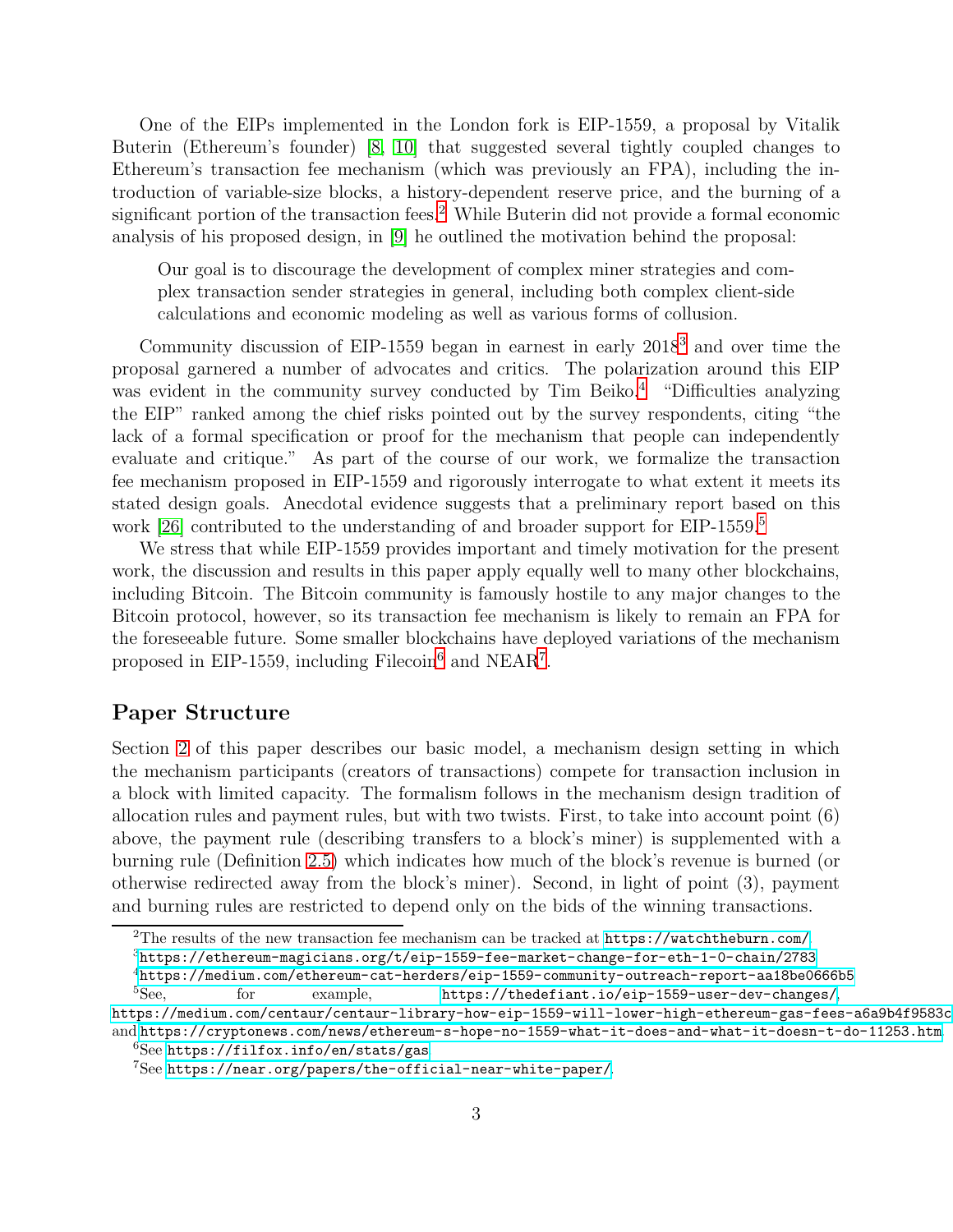One of the EIPs implemented in the London fork is EIP-1559, a proposal by Vitalik Buterin (Ethereum's founder) [8, 10] that suggested several tightly coupled changes to Ethereum's transaction fee mechanism (which was previously an FPA), including the introduction of variable-size blocks, a history-dependent reserve price, and the burning of a significant portion of the transaction fees.[2] While Buterin did not provide a formal economic analysis of his proposed design, in [9] he outlined the motivation behind the proposal:

> Our goal is to discourage the development of complex miner strategies and complex transaction sender strategies in general, including both complex client-side calculations and economic modeling as well as various forms of collusion.

Community discussion of EIP-1559 began in earnest in early 2018[3] and over time the proposal garnered a number of advocates and critics. The polarization around this EIP was evident in the community survey conducted by Tim Beiko.[4] "Difficulties analyzing the EIP" ranked among the chief risks pointed out by the survey respondents, citing "the lack of a formal specification or proof for the mechanism that people can independently evaluate and critique." As part of the course of our work, we formalize the transaction fee mechanism proposed in EIP-1559 and rigorously interrogate to what extent it meets its stated design goals. Anecdotal evidence suggests that a preliminary report based on this work [26] contributed to the understanding of and broader support for EIP-1559.[5]

We stress that while EIP-1559 provides important and timely motivation for the present work, the discussion and results in this paper apply equally well to many other blockchains, including Bitcoin. The Bitcoin community is famously hostile to any major changes to the Bitcoin protocol, however, so its transaction fee mechanism is likely to remain an FPA for the foreseeable future. Some smaller blockchains have deployed variations of the mechanism proposed in EIP-1559, including Filecoin[6] and NEAR[7].

## Paper Structure

Section 2 of this paper describes our basic model, a mechanism design setting in which the mechanism participants (creators of transactions) compete for transaction inclusion in a block with limited capacity. The formalism follows in the mechanism design tradition of allocation rules and payment rules, but with two twists. First, to take into account point (6) above, the payment rule (describing transfers to a block's miner) is supplemented with a burning rule (Definition 2.5) which indicates how much of the block's revenue is burned (or otherwise redirected away from the block's miner). Second, in light of point (3), payment and burning rules are restricted to depend only on the bids of the winning transactions.

---

[2] The results of the new transaction fee mechanism can be tracked at https://watchtheburn.com/.

[3] https://ethereum-magicians.org/t/eip-1559-fee-market-change-for-eth-1-0-chain/2783

[4] https://medium.com/ethereum-cat-herders/eip-1559-community-outreach-report-aa18be0666b5

[5] See, for example, https://thedefiant.io/eip-1559-user-dev-changes/, https://medium.com/centaur/centaur-library-how-eip-1559-will-lower-high-ethereum-gas-fees-a6a9b4f9583c and https://cryptonews.com/news/ethereum-s-hope-no-1559-what-it-does-and-what-it-doesn-t-do-11253.htm

[6] See https://filfox.info/en/stats/gas

[7] See https://near.org/papers/the-official-near-white-paper/.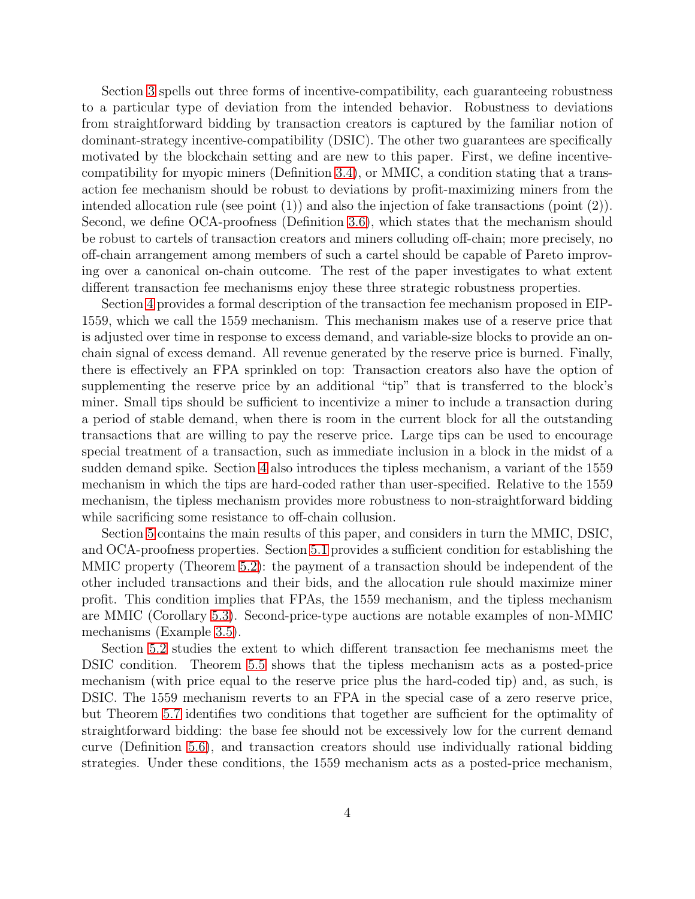Section 3 spells out three forms of incentive-compatibility, each guaranteeing robustness to a particular type of deviation from the intended behavior. Robustness to deviations from straightforward bidding by transaction creators is captured by the familiar notion of dominant-strategy incentive-compatibility (DSIC). The other two guarantees are specifically motivated by the blockchain setting and are new to this paper. First, we define incentive-compatibility for myopic miners (Definition 3.4), or MMIC, a condition stating that a transaction fee mechanism should be robust to deviations by profit-maximizing miners from the intended allocation rule (see point (1)) and also the injection of fake transactions (point (2)). Second, we define OCA-proofness (Definition 3.6), which states that the mechanism should be robust to cartels of transaction creators and miners colluding off-chain; more precisely, no off-chain arrangement among members of such a cartel should be capable of Pareto improving over a canonical on-chain outcome. The rest of the paper investigates to what extent different transaction fee mechanisms enjoy these three strategic robustness properties.

Section 4 provides a formal description of the transaction fee mechanism proposed in EIP-1559, which we call the 1559 mechanism. This mechanism makes use of a reserve price that is adjusted over time in response to excess demand, and variable-size blocks to provide an on-chain signal of excess demand. All revenue generated by the reserve price is burned. Finally, there is effectively an FPA sprinkled on top: Transaction creators also have the option of supplementing the reserve price by an additional "tip" that is transferred to the block's miner. Small tips should be sufficient to incentivize a miner to include a transaction during a period of stable demand, when there is room in the current block for all the outstanding transactions that are willing to pay the reserve price. Large tips can be used to encourage special treatment of a transaction, such as immediate inclusion in a block in the midst of a sudden demand spike. Section 4 also introduces the tipless mechanism, a variant of the 1559 mechanism in which the tips are hard-coded rather than user-specified. Relative to the 1559 mechanism, the tipless mechanism provides more robustness to non-straightforward bidding while sacrificing some resistance to off-chain collusion.

Section 5 contains the main results of this paper, and considers in turn the MMIC, DSIC, and OCA-proofness properties. Section 5.1 provides a sufficient condition for establishing the MMIC property (Theorem 5.2): the payment of a transaction should be independent of the other included transactions and their bids, and the allocation rule should maximize miner profit. This condition implies that FPAs, the 1559 mechanism, and the tipless mechanism are MMIC (Corollary 5.3). Second-price-type auctions are notable examples of non-MMIC mechanisms (Example 3.5).

Section 5.2 studies the extent to which different transaction fee mechanisms meet the DSIC condition. Theorem 5.5 shows that the tipless mechanism acts as a posted-price mechanism (with price equal to the reserve price plus the hard-coded tip) and, as such, is DSIC. The 1559 mechanism reverts to an FPA in the special case of a zero reserve price, but Theorem 5.7 identifies two conditions that together are sufficient for the optimality of straightforward bidding: the base fee should not be excessively low for the current demand curve (Definition 5.6), and transaction creators should use individually rational bidding strategies. Under these conditions, the 1559 mechanism acts as a posted-price mechanism,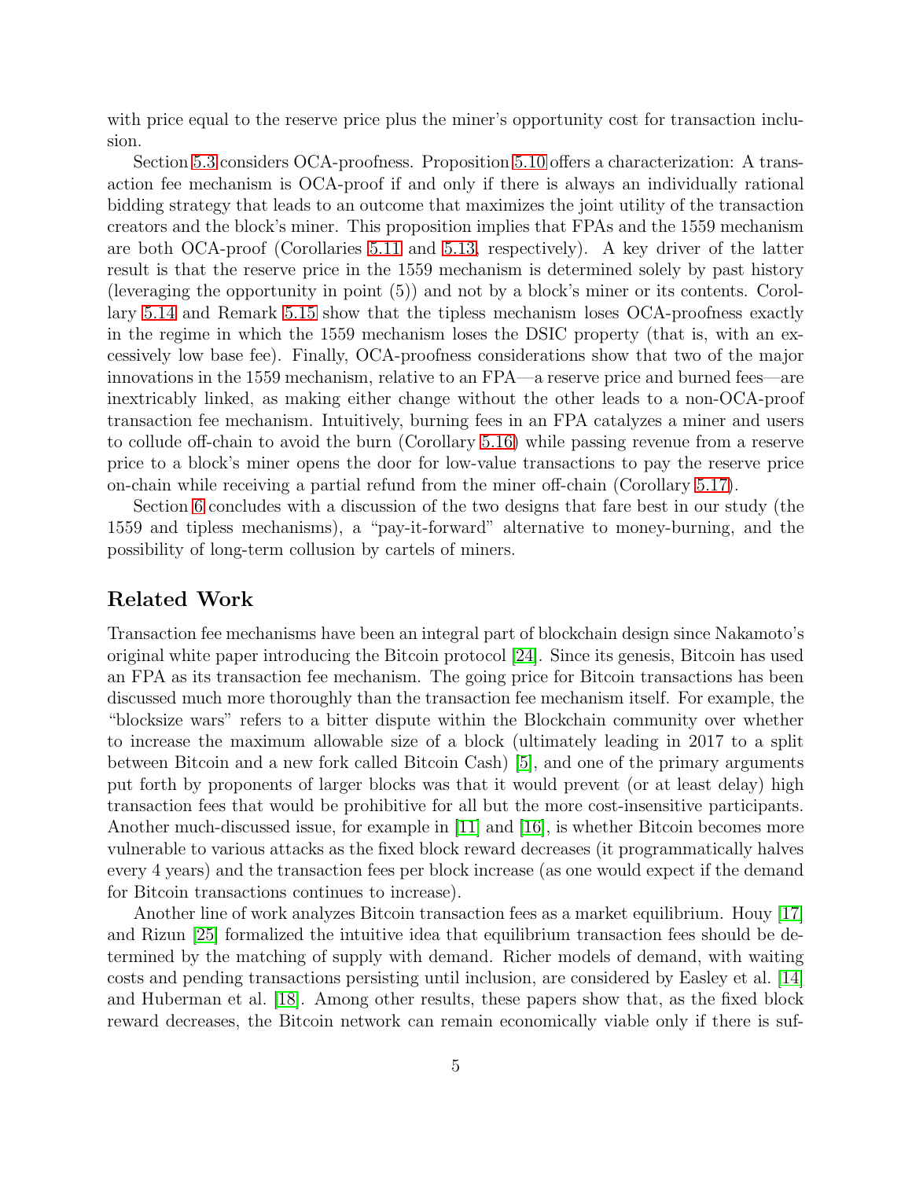with price equal to the reserve price plus the miner's opportunity cost for transaction inclusion.

Section 5.3 considers OCA-proofness. Proposition 5.10 offers a characterization: A transaction fee mechanism is OCA-proof if and only if there is always an individually rational bidding strategy that leads to an outcome that maximizes the joint utility of the transaction creators and the block's miner. This proposition implies that FPAs and the 1559 mechanism are both OCA-proof (Corollaries 5.11 and 5.13, respectively). A key driver of the latter result is that the reserve price in the 1559 mechanism is determined solely by past history (leveraging the opportunity in point (5)) and not by a block's miner or its contents. Corollary 5.14 and Remark 5.15 show that the tipless mechanism loses OCA-proofness exactly in the regime in which the 1559 mechanism loses the DSIC property (that is, with an excessively low base fee). Finally, OCA-proofness considerations show that two of the major innovations in the 1559 mechanism, relative to an FPA—a reserve price and burned fees—are inextricably linked, as making either change without the other leads to a non-OCA-proof transaction fee mechanism. Intuitively, burning fees in an FPA catalyzes a miner and users to collude off-chain to avoid the burn (Corollary 5.16) while passing revenue from a reserve price to a block's miner opens the door for low-value transactions to pay the reserve price on-chain while receiving a partial refund from the miner off-chain (Corollary 5.17).

Section 6 concludes with a discussion of the two designs that fare best in our study (the 1559 and tipless mechanisms), a "pay-it-forward" alternative to money-burning, and the possibility of long-term collusion by cartels of miners.

## Related Work

Transaction fee mechanisms have been an integral part of blockchain design since Nakamoto's original white paper introducing the Bitcoin protocol [24]. Since its genesis, Bitcoin has used an FPA as its transaction fee mechanism. The going price for Bitcoin transactions has been discussed much more thoroughly than the transaction fee mechanism itself. For example, the "blocksize wars" refers to a bitter dispute within the Blockchain community over whether to increase the maximum allowable size of a block (ultimately leading in 2017 to a split between Bitcoin and a new fork called Bitcoin Cash) [5], and one of the primary arguments put forth by proponents of larger blocks was that it would prevent (or at least delay) high transaction fees that would be prohibitive for all but the more cost-insensitive participants. Another much-discussed issue, for example in [11] and [16], is whether Bitcoin becomes more vulnerable to various attacks as the fixed block reward decreases (it programmatically halves every 4 years) and the transaction fees per block increase (as one would expect if the demand for Bitcoin transactions continues to increase).

Another line of work analyzes Bitcoin transaction fees as a market equilibrium. Houy [17] and Rizun [25] formalized the intuitive idea that equilibrium transaction fees should be determined by the matching of supply with demand. Richer models of demand, with waiting costs and pending transactions persisting until inclusion, are considered by Easley et al. [14] and Huberman et al. [18]. Among other results, these papers show that, as the fixed block reward decreases, the Bitcoin network can remain economically viable only if there is suf-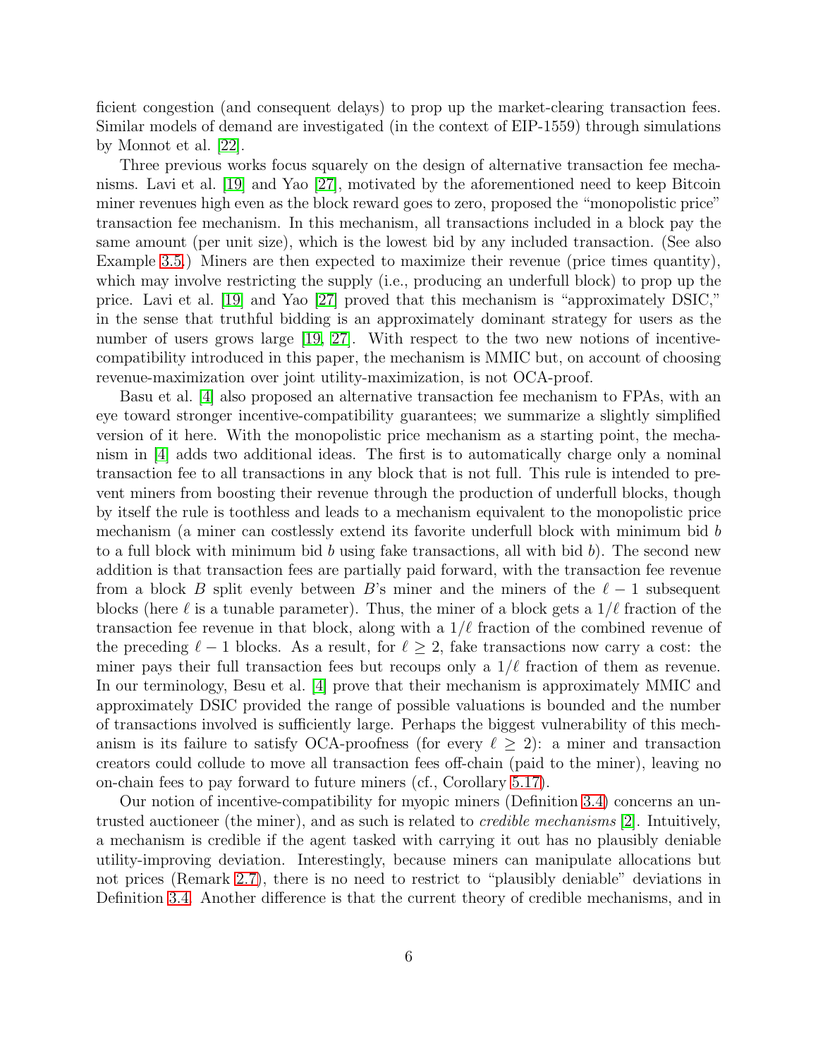ficient congestion (and consequent delays) to prop up the market-clearing transaction fees. Similar models of demand are investigated (in the context of EIP-1559) through simulations by Monnot et al. [22].

Three previous works focus squarely on the design of alternative transaction fee mechanisms. Lavi et al. [19] and Yao [27], motivated by the aforementioned need to keep Bitcoin miner revenues high even as the block reward goes to zero, proposed the "monopolistic price" transaction fee mechanism. In this mechanism, all transactions included in a block pay the same amount (per unit size), which is the lowest bid by any included transaction. (See also Example 3.5.) Miners are then expected to maximize their revenue (price times quantity), which may involve restricting the supply (i.e., producing an underfull block) to prop up the price. Lavi et al. [19] and Yao [27] proved that this mechanism is "approximately DSIC," in the sense that truthful bidding is an approximately dominant strategy for users as the number of users grows large [19, 27]. With respect to the two new notions of incentive-compatibility introduced in this paper, the mechanism is MMIC but, on account of choosing revenue-maximization over joint utility-maximization, is not OCA-proof.

Basu et al. [4] also proposed an alternative transaction fee mechanism to FPAs, with an eye toward stronger incentive-compatibility guarantees; we summarize a slightly simplified version of it here. With the monopolistic price mechanism as a starting point, the mechanism in [4] adds two additional ideas. The first is to automatically charge only a nominal transaction fee to all transactions in any block that is not full. This rule is intended to prevent miners from boosting their revenue through the production of underfull blocks, though by itself the rule is toothless and leads to a mechanism equivalent to the monopolistic price mechanism (a miner can costlessly extend its favorite underfull block with minimum bid $b$ to a full block with minimum bid $b$ using fake transactions, all with bid $b$). The second new addition is that transaction fees are partially paid forward, with the transaction fee revenue from a block $B$ split evenly between $B$'s miner and the miners of the $\ell - 1$ subsequent blocks (here $\ell$ is a tunable parameter). Thus, the miner of a block gets a $1/\ell$ fraction of the transaction fee revenue in that block, along with a $1/\ell$ fraction of the combined revenue of the preceding $\ell - 1$ blocks. As a result, for $\ell \geq 2$, fake transactions now carry a cost: the miner pays their full transaction fees but recoups only a $1/\ell$ fraction of them as revenue. In our terminology, Besu et al. [4] prove that their mechanism is approximately MMIC and approximately DSIC provided the range of possible valuations is bounded and the number of transactions involved is sufficiently large. Perhaps the biggest vulnerability of this mechanism is its failure to satisfy OCA-proofness (for every $\ell \geq 2$): a miner and transaction creators could collude to move all transaction fees off-chain (paid to the miner), leaving no on-chain fees to pay forward to future miners (cf., Corollary 5.17).

Our notion of incentive-compatibility for myopic miners (Definition 3.4) concerns an untrusted auctioneer (the miner), and as such is related to *credible mechanisms* [2]. Intuitively, a mechanism is credible if the agent tasked with carrying it out has no plausibly deniable utility-improving deviation. Interestingly, because miners can manipulate allocations but not prices (Remark 2.7), there is no need to restrict to "plausibly deniable" deviations in Definition 3.4. Another difference is that the current theory of credible mechanisms, and in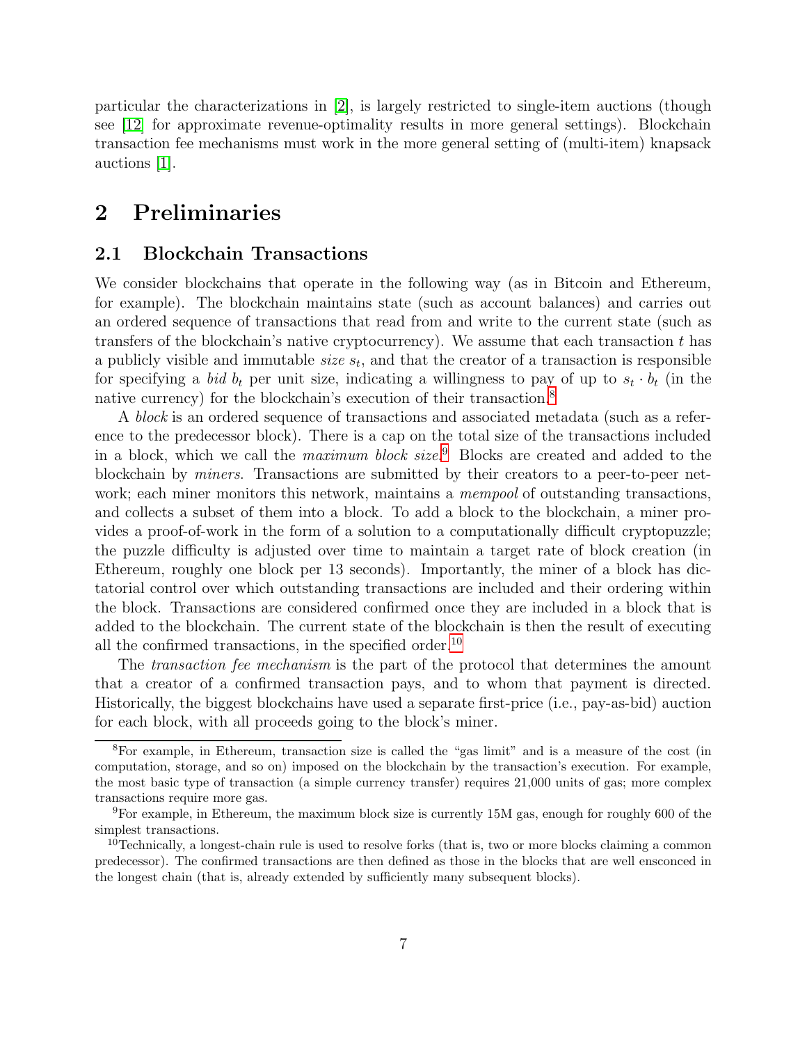particular the characterizations in [2], is largely restricted to single-item auctions (though see [12] for approximate revenue-optimality results in more general settings). Blockchain transaction fee mechanisms must work in the more general setting of (multi-item) knapsack auctions [1].

# 2 Preliminaries

## 2.1 Blockchain Transactions

We consider blockchains that operate in the following way (as in Bitcoin and Ethereum, for example). The blockchain maintains state (such as account balances) and carries out an ordered sequence of transactions that read from and write to the current state (such as transfers of the blockchain's native cryptocurrency). We assume that each transaction $t$ has a publicly visible and immutable *size* $s_t$, and that the creator of a transaction is responsible for specifying a *bid* $b_t$ per unit size, indicating a willingness to pay of up to $s_t \cdot b_t$ (in the native currency) for the blockchain's execution of their transaction.[8]

A *block* is an ordered sequence of transactions and associated metadata (such as a reference to the predecessor block). There is a cap on the total size of the transactions included in a block, which we call the *maximum block size*.[9] Blocks are created and added to the blockchain by *miners*. Transactions are submitted by their creators to a peer-to-peer network; each miner monitors this network, maintains a *mempool* of outstanding transactions, and collects a subset of them into a block. To add a block to the blockchain, a miner provides a proof-of-work in the form of a solution to a computationally difficult cryptopuzzle; the puzzle difficulty is adjusted over time to maintain a target rate of block creation (in Ethereum, roughly one block per 13 seconds). Importantly, the miner of a block has dictatorial control over which outstanding transactions are included and their ordering within the block. Transactions are considered confirmed once they are included in a block that is added to the blockchain. The current state of the blockchain is then the result of executing all the confirmed transactions, in the specified order.[10]

The *transaction fee mechanism* is the part of the protocol that determines the amount that a creator of a confirmed transaction pays, and to whom that payment is directed. Historically, the biggest blockchains have used a separate first-price (i.e., pay-as-bid) auction for each block, with all proceeds going to the block's miner.

---

[8] For example, in Ethereum, transaction size is called the "gas limit" and is a measure of the cost (in computation, storage, and so on) imposed on the blockchain by the transaction's execution. For example, the most basic type of transaction (a simple currency transfer) requires 21,000 units of gas; more complex transactions require more gas.

[9] For example, in Ethereum, the maximum block size is currently 15M gas, enough for roughly 600 of the simplest transactions.

[10] Technically, a longest-chain rule is used to resolve forks (that is, two or more blocks claiming a common predecessor). The confirmed transactions are then defined as those in the blocks that are well ensconced in the longest chain (that is, already extended by sufficiently many subsequent blocks).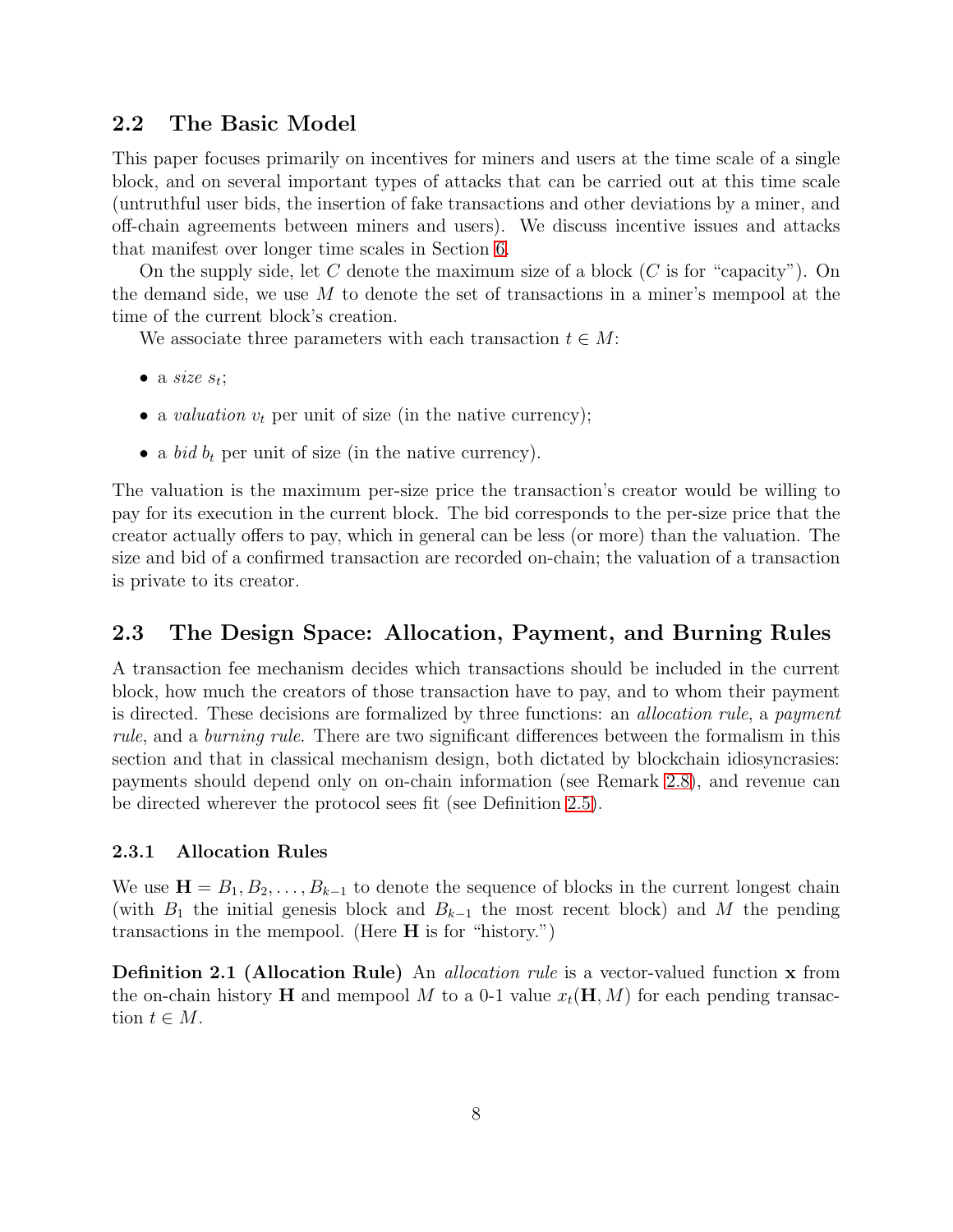## 2.2 The Basic Model

This paper focuses primarily on incentives for miners and users at the time scale of a single block, and on several important types of attacks that can be carried out at this time scale (untruthful user bids, the insertion of fake transactions and other deviations by a miner, and off-chain agreements between miners and users). We discuss incentive issues and attacks that manifest over longer time scales in Section 6.

On the supply side, let $C$ denote the maximum size of a block ($C$ is for "capacity"). On the demand side, we use $M$ to denote the set of transactions in a miner's mempool at the time of the current block's creation.

We associate three parameters with each transaction $t \in M$:

- a *size* $s_t$;
- a *valuation* $v_t$ per unit of size (in the native currency);
- a *bid* $b_t$ per unit of size (in the native currency).

The valuation is the maximum per-size price the transaction's creator would be willing to pay for its execution in the current block. The bid corresponds to the per-size price that the creator actually offers to pay, which in general can be less (or more) than the valuation. The size and bid of a confirmed transaction are recorded on-chain; the valuation of a transaction is private to its creator.

## 2.3 The Design Space: Allocation, Payment, and Burning Rules

A transaction fee mechanism decides which transactions should be included in the current block, how much the creators of those transaction have to pay, and to whom their payment is directed. These decisions are formalized by three functions: an *allocation rule*, a *payment rule*, and a *burning rule*. There are two significant differences between the formalism in this section and that in classical mechanism design, both dictated by blockchain idiosyncrasies: payments should depend only on on-chain information (see Remark 2.8), and revenue can be directed wherever the protocol sees fit (see Definition 2.5).

### 2.3.1 Allocation Rules

We use $\mathbf{H} = B_1, B_2, \ldots, B_{k-1}$ to denote the sequence of blocks in the current longest chain (with $B_1$ the initial genesis block and $B_{k-1}$ the most recent block) and $M$ the pending transactions in the mempool. (Here $\mathbf{H}$ is for "history.")

**Definition 2.1 (Allocation Rule)** An *allocation rule* is a vector-valued function $\mathbf{x}$ from the on-chain history $\mathbf{H}$ and mempool $M$ to a 0-1 value $x_t(\mathbf{H}, M)$ for each pending transaction $t \in M$.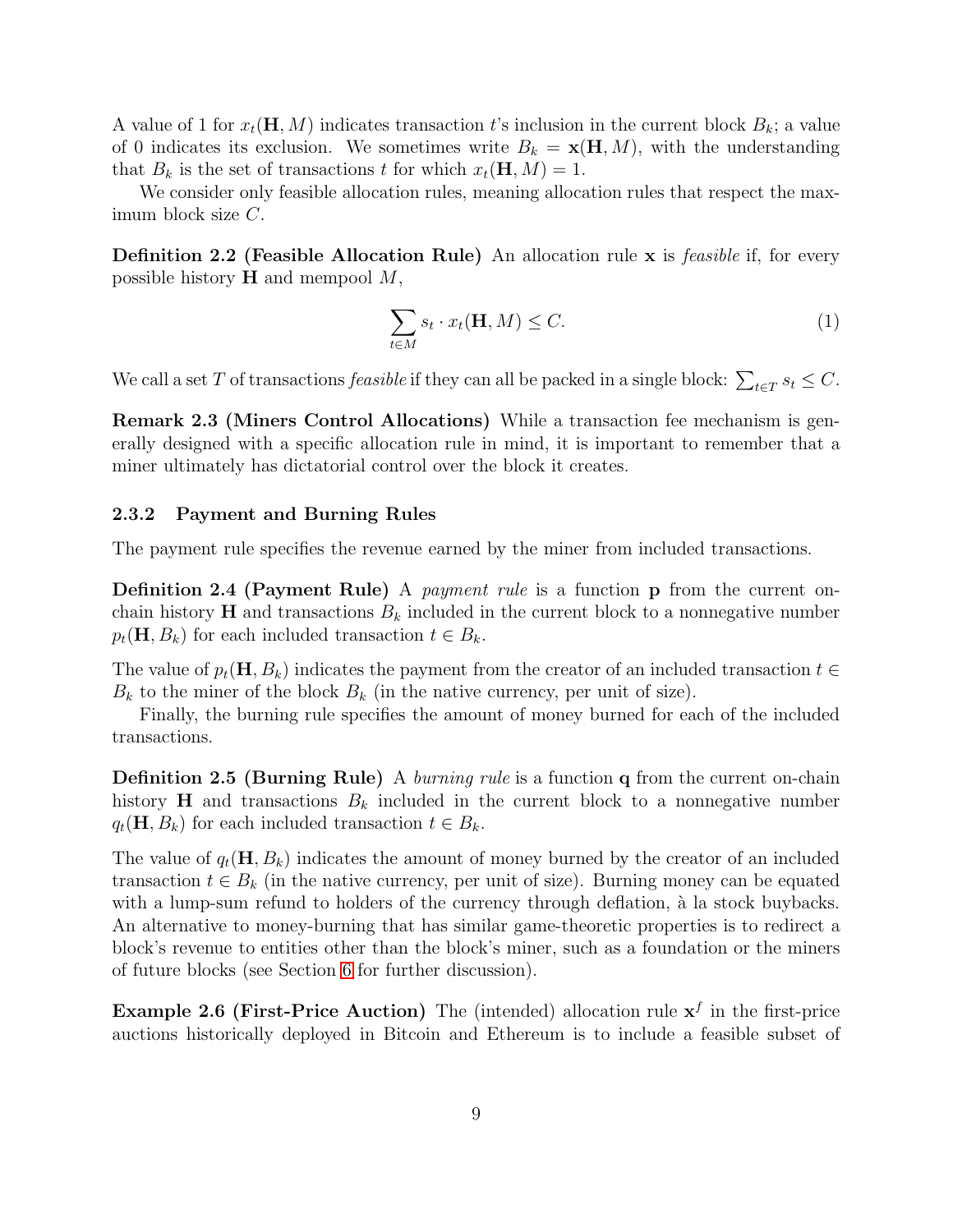A value of 1 for $x_t(\mathbf{H}, M)$ indicates transaction $t$'s inclusion in the current block $B_k$; a value of 0 indicates its exclusion. We sometimes write $B_k = \mathbf{x}(\mathbf{H}, M)$, with the understanding that $B_k$ is the set of transactions $t$ for which $x_t(\mathbf{H}, M) = 1$.

We consider only feasible allocation rules, meaning allocation rules that respect the maximum block size $C$.

**Definition 2.2 (Feasible Allocation Rule)** An allocation rule $\mathbf{x}$ is *feasible* if, for every possible history $\mathbf{H}$ and mempool $M$,

$$\sum_{t \in M} s_t \cdot x_t(\mathbf{H}, M) \leq C. \tag{1}$$

We call a set $T$ of transactions *feasible* if they can all be packed in a single block: $\sum_{t \in T} s_t \leq C$.

**Remark 2.3 (Miners Control Allocations)** While a transaction fee mechanism is generally designed with a specific allocation rule in mind, it is important to remember that a miner ultimately has dictatorial control over the block it creates.

### 2.3.2 Payment and Burning Rules

The payment rule specifies the revenue earned by the miner from included transactions.

**Definition 2.4 (Payment Rule)** A *payment rule* is a function $\mathbf{p}$ from the current on-chain history $\mathbf{H}$ and transactions $B_k$ included in the current block to a nonnegative number $p_t(\mathbf{H}, B_k)$ for each included transaction $t \in B_k$.

The value of $p_t(\mathbf{H}, B_k)$ indicates the payment from the creator of an included transaction $t \in B_k$ to the miner of the block $B_k$ (in the native currency, per unit of size).

Finally, the burning rule specifies the amount of money burned for each of the included transactions.

**Definition 2.5 (Burning Rule)** A *burning rule* is a function $\mathbf{q}$ from the current on-chain history $\mathbf{H}$ and transactions $B_k$ included in the current block to a nonnegative number $q_t(\mathbf{H}, B_k)$ for each included transaction $t \in B_k$.

The value of $q_t(\mathbf{H}, B_k)$ indicates the amount of money burned by the creator of an included transaction $t \in B_k$ (in the native currency, per unit of size). Burning money can be equated with a lump-sum refund to holders of the currency through deflation, à la stock buybacks. An alternative to money-burning that has similar game-theoretic properties is to redirect a block's revenue to entities other than the block's miner, such as a foundation or the miners of future blocks (see Section 6 for further discussion).

**Example 2.6 (First-Price Auction)** The (intended) allocation rule $\mathbf{x}^f$ in the first-price auctions historically deployed in Bitcoin and Ethereum is to include a feasible subset of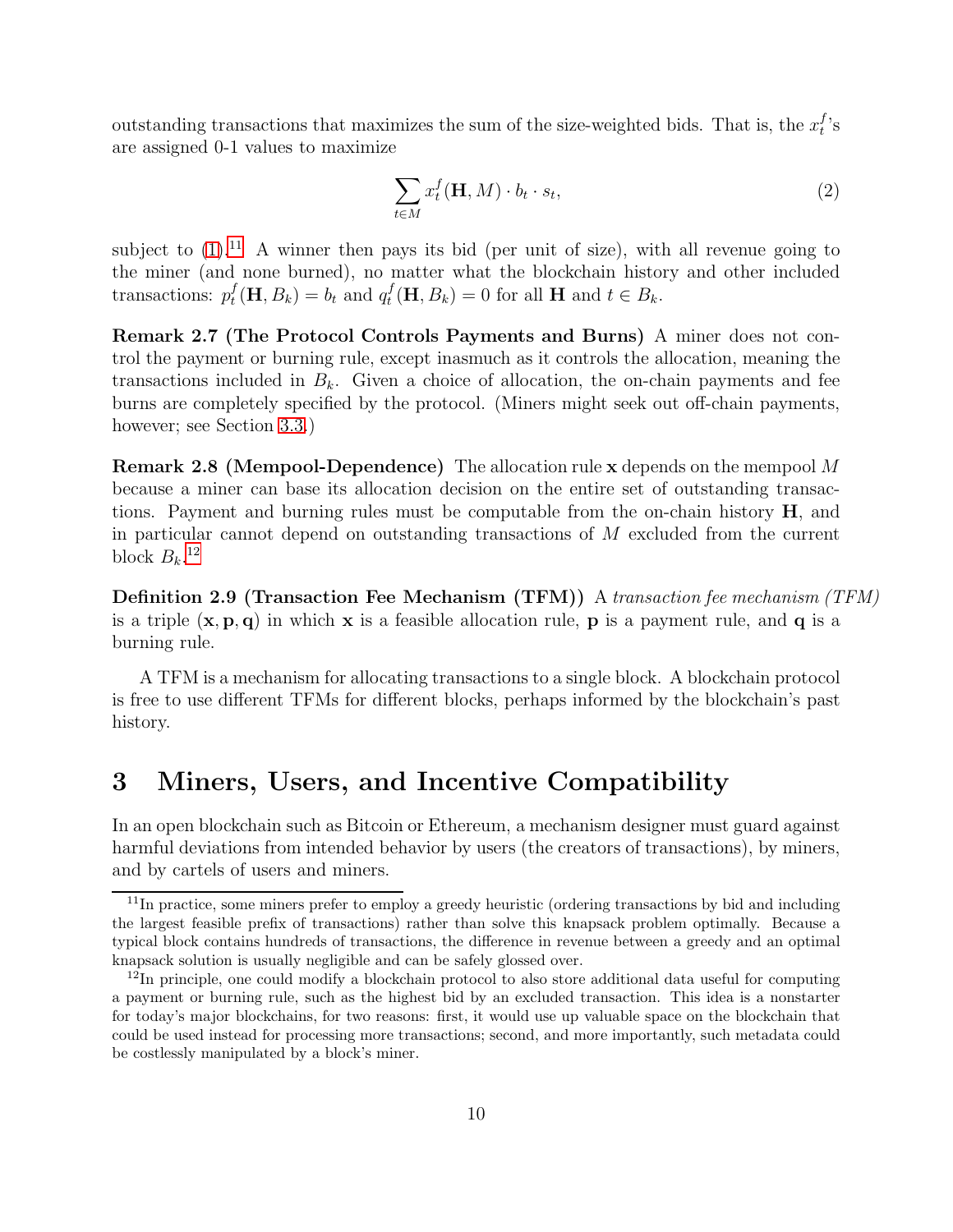outstanding transactions that maximizes the sum of the size-weighted bids. That is, the $x_t^f$'s are assigned 0-1 values to maximize

$$\sum_{t \in M} x_t^f(\mathbf{H}, M) \cdot b_t \cdot s_t, \tag{2}$$

subject to (1).[11] A winner then pays its bid (per unit of size), with all revenue going to the miner (and none burned), no matter what the blockchain history and other included transactions: $p_t^f(\mathbf{H}, B_k) = b_t$ and $q_t^f(\mathbf{H}, B_k) = 0$ for all $\mathbf{H}$ and $t \in B_k$.

**Remark 2.7 (The Protocol Controls Payments and Burns)** A miner does not control the payment or burning rule, except inasmuch as it controls the allocation, meaning the transactions included in $B_k$. Given a choice of allocation, the on-chain payments and fee burns are completely specified by the protocol. (Miners might seek out off-chain payments, however; see Section 3.3.)

**Remark 2.8 (Mempool-Dependence)** The allocation rule $\mathbf{x}$ depends on the mempool $M$ because a miner can base its allocation decision on the entire set of outstanding transactions. Payment and burning rules must be computable from the on-chain history $\mathbf{H}$, and in particular cannot depend on outstanding transactions of $M$ excluded from the current block $B_k$.[12]

**Definition 2.9 (Transaction Fee Mechanism (TFM))** A *transaction fee mechanism (TFM)* is a triple $(\mathbf{x}, \mathbf{p}, \mathbf{q})$ in which $\mathbf{x}$ is a feasible allocation rule, $\mathbf{p}$ is a payment rule, and $\mathbf{q}$ is a burning rule.

A TFM is a mechanism for allocating transactions to a single block. A blockchain protocol is free to use different TFMs for different blocks, perhaps informed by the blockchain's past history.

# 3 Miners, Users, and Incentive Compatibility

In an open blockchain such as Bitcoin or Ethereum, a mechanism designer must guard against harmful deviations from intended behavior by users (the creators of transactions), by miners, and by cartels of users and miners.

---

[11] In practice, some miners prefer to employ a greedy heuristic (ordering transactions by bid and including the largest feasible prefix of transactions) rather than solve this knapsack problem optimally. Because a typical block contains hundreds of transactions, the difference in revenue between a greedy and an optimal knapsack solution is usually negligible and can be safely glossed over.

[12] In principle, one could modify a blockchain protocol to also store additional data useful for computing a payment or burning rule, such as the highest bid by an excluded transaction. This idea is a nonstarter for today's major blockchains, for two reasons: first, it would use up valuable space on the blockchain that could be used instead for processing more transactions; second, and more importantly, such metadata could be costlessly manipulated by a block's miner.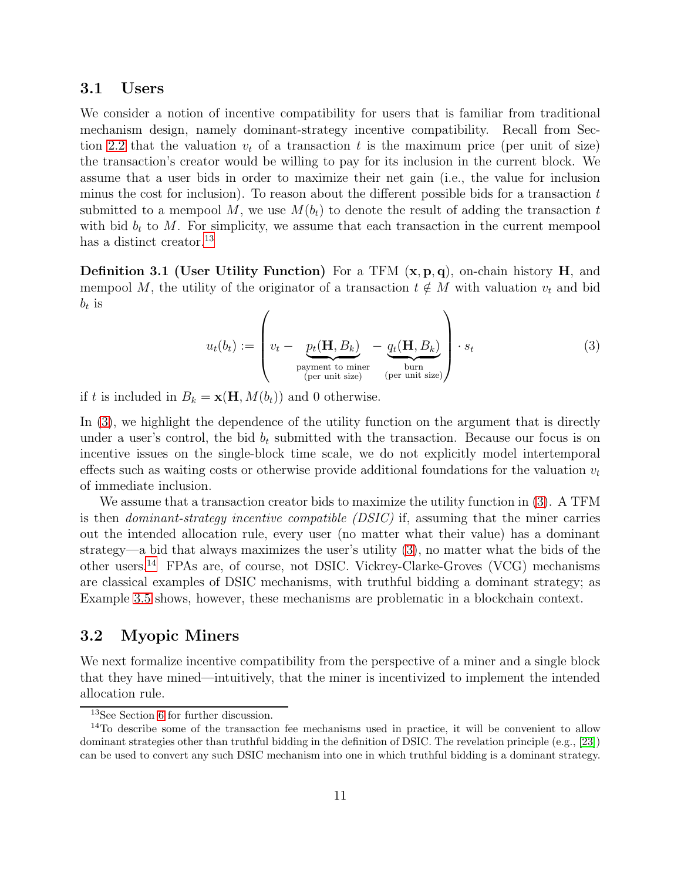## 3.1 Users

We consider a notion of incentive compatibility for users that is familiar from traditional mechanism design, namely dominant-strategy incentive compatibility. Recall from Section 2.2 that the valuation $v_t$ of a transaction $t$ is the maximum price (per unit of size) the transaction's creator would be willing to pay for its inclusion in the current block. We assume that a user bids in order to maximize their net gain (i.e., the value for inclusion minus the cost for inclusion). To reason about the different possible bids for a transaction $t$ submitted to a mempool $M$, we use $M(b_t)$ to denote the result of adding the transaction $t$ with bid $b_t$ to $M$. For simplicity, we assume that each transaction in the current mempool has a distinct creator.[13]

**Definition 3.1 (User Utility Function)** For a TFM $(\mathbf{x}, \mathbf{p}, \mathbf{q})$, on-chain history $\mathbf{H}$, and mempool $M$, the utility of the originator of a transaction $t \notin M$ with valuation $v_t$ and bid $b_t$ is

$$u_t(b_t) := \left( v_t - \underbrace{p_t(\mathbf{H}, B_k)}_{\substack{\text{payment to miner} \\ \text{(per unit size)}}} - \underbrace{q_t(\mathbf{H}, B_k)}_{\substack{\text{burn} \\ \text{(per unit size)}}} \right) \cdot s_t \tag{3}$$

if $t$ is included in $B_k = \mathbf{x}(\mathbf{H}, M(b_t))$ and 0 otherwise.

In (3), we highlight the dependence of the utility function on the argument that is directly under a user's control, the bid $b_t$ submitted with the transaction. Because our focus is on incentive issues on the single-block time scale, we do not explicitly model intertemporal effects such as waiting costs or otherwise provide additional foundations for the valuation $v_t$ of immediate inclusion.

We assume that a transaction creator bids to maximize the utility function in (3). A TFM is then *dominant-strategy incentive compatible (DSIC)* if, assuming that the miner carries out the intended allocation rule, every user (no matter what their value) has a dominant strategy—a bid that always maximizes the user's utility (3), no matter what the bids of the other users.[14] FPAs are, of course, not DSIC. Vickrey-Clarke-Groves (VCG) mechanisms are classical examples of DSIC mechanisms, with truthful bidding a dominant strategy; as Example 3.5 shows, however, these mechanisms are problematic in a blockchain context.

## 3.2 Myopic Miners

We next formalize incentive compatibility from the perspective of a miner and a single block that they have mined—intuitively, that the miner is incentivized to implement the intended allocation rule.

[13] See Section 6 for further discussion.

[14] To describe some of the transaction fee mechanisms used in practice, it will be convenient to allow dominant strategies other than truthful bidding in the definition of DSIC. The revelation principle (e.g., [23]) can be used to convert any such DSIC mechanism into one in which truthful bidding is a dominant strategy.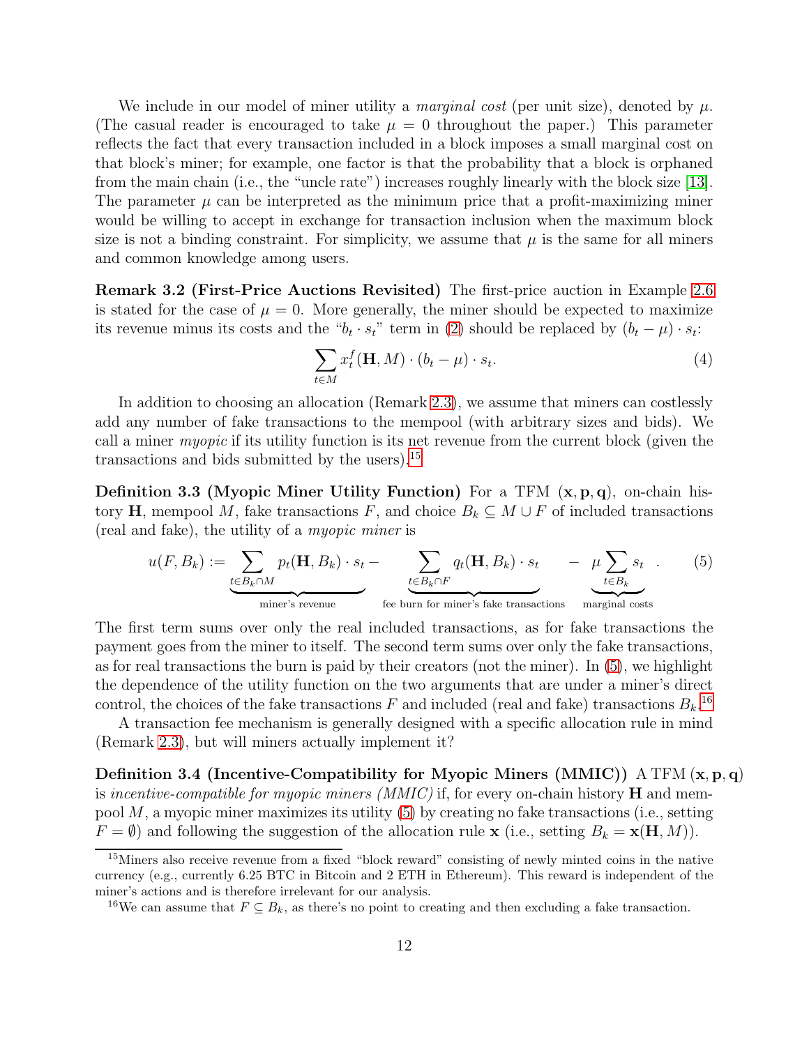We include in our model of miner utility a *marginal cost* (per unit size), denoted by $\mu$. (The casual reader is encouraged to take $\mu = 0$ throughout the paper.) This parameter reflects the fact that every transaction included in a block imposes a small marginal cost on that block's miner; for example, one factor is that the probability that a block is orphaned from the main chain (i.e., the "uncle rate") increases roughly linearly with the block size [13]. The parameter $\mu$ can be interpreted as the minimum price that a profit-maximizing miner would be willing to accept in exchange for transaction inclusion when the maximum block size is not a binding constraint. For simplicity, we assume that $\mu$ is the same for all miners and common knowledge among users.

**Remark 3.2 (First-Price Auctions Revisited)** The first-price auction in Example 2.6 is stated for the case of $\mu = 0$. More generally, the miner should be expected to maximize its revenue minus its costs and the "$b_t \cdot s_t$" term in (2) should be replaced by $(b_t - \mu) \cdot s_t$:

$$\sum_{t \in M} x_t^f(\mathbf{H}, M) \cdot (b_t - \mu) \cdot s_t. \tag{4}$$

In addition to choosing an allocation (Remark 2.3), we assume that miners can costlessly add any number of fake transactions to the mempool (with arbitrary sizes and bids). We call a miner *myopic* if its utility function is its net revenue from the current block (given the transactions and bids submitted by the users).[15]

**Definition 3.3 (Myopic Miner Utility Function)** For a TFM $(\mathbf{x}, \mathbf{p}, \mathbf{q})$, on-chain history $\mathbf{H}$, mempool $M$, fake transactions $F$, and choice $B_k \subseteq M \cup F$ of included transactions (real and fake), the utility of a *myopic miner* is

$$u(F, B_k) := \underbrace{\sum_{t \in B_k \cap M} p_t(\mathbf{H}, B_k) \cdot s_t}_{\text{miner's revenue}} - \underbrace{\sum_{t \in B_k \cap F} q_t(\mathbf{H}, B_k) \cdot s_t}_{\text{fee burn for miner's fake transactions}} - \underbrace{\mu \sum_{t \in B_k} s_t}_{\text{marginal costs}}. \tag{5}$$

The first term sums over only the real included transactions, as for fake transactions the payment goes from the miner to itself. The second term sums over only the fake transactions, as for real transactions the burn is paid by their creators (not the miner). In (5), we highlight the dependence of the utility function on the two arguments that are under a miner's direct control, the choices of the fake transactions $F$ and included (real and fake) transactions $B_k$.[16]

A transaction fee mechanism is generally designed with a specific allocation rule in mind (Remark 2.3), but will miners actually implement it?

**Definition 3.4 (Incentive-Compatibility for Myopic Miners (MMIC))** A TFM $(\mathbf{x}, \mathbf{p}, \mathbf{q})$ is *incentive-compatible for myopic miners (MMIC)* if, for every on-chain history $\mathbf{H}$ and mempool $M$, a myopic miner maximizes its utility (5) by creating no fake transactions (i.e., setting $F = \emptyset$) and following the suggestion of the allocation rule $\mathbf{x}$ (i.e., setting $B_k = \mathbf{x}(\mathbf{H}, M)$).

---

[15] Miners also receive revenue from a fixed "block reward" consisting of newly minted coins in the native currency (e.g., currently 6.25 BTC in Bitcoin and 2 ETH in Ethereum). This reward is independent of the miner's actions and is therefore irrelevant for our analysis.

[16] We can assume that $F \subseteq B_k$, as there's no point to creating and then excluding a fake transaction.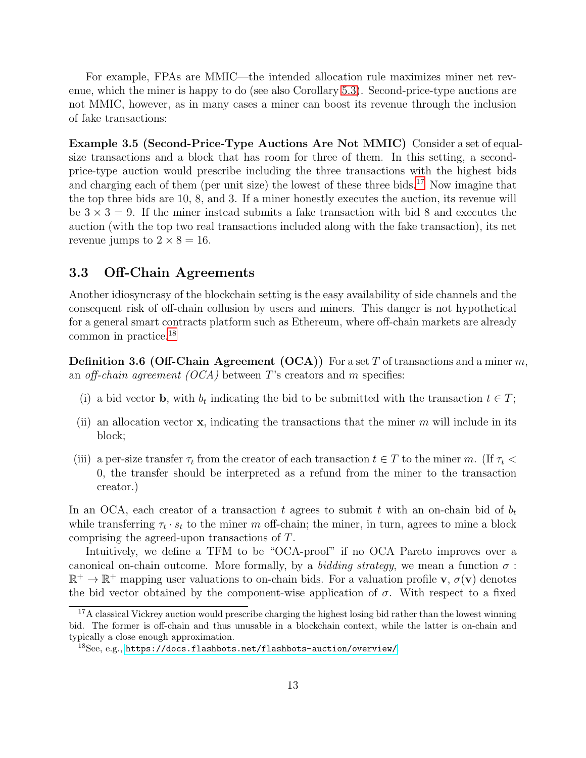For example, FPAs are MMIC—the intended allocation rule maximizes miner net revenue, which the miner is happy to do (see also Corollary 5.3). Second-price-type auctions are not MMIC, however, as in many cases a miner can boost its revenue through the inclusion of fake transactions:

**Example 3.5 (Second-Price-Type Auctions Are Not MMIC)** Consider a set of equal-size transactions and a block that has room for three of them. In this setting, a second-price-type auction would prescribe including the three transactions with the highest bids and charging each of them (per unit size) the lowest of these three bids.[17] Now imagine that the top three bids are 10, 8, and 3. If a miner honestly executes the auction, its revenue will be $3 \times 3 = 9$. If the miner instead submits a fake transaction with bid 8 and executes the auction (with the top two real transactions included along with the fake transaction), its net revenue jumps to $2 \times 8 = 16$.

## 3.3 Off-Chain Agreements

Another idiosyncrasy of the blockchain setting is the easy availability of side channels and the consequent risk of off-chain collusion by users and miners. This danger is not hypothetical for a general smart contracts platform such as Ethereum, where off-chain markets are already common in practice.[18]

**Definition 3.6 (Off-Chain Agreement (OCA))** For a set $T$ of transactions and a miner $m$, an *off-chain agreement (OCA)* between $T$'s creators and $m$ specifies:

(i) a bid vector $\mathbf{b}$, with $b_t$ indicating the bid to be submitted with the transaction $t \in T$;

(ii) an allocation vector $\mathbf{x}$, indicating the transactions that the miner $m$ will include in its block;

(iii) a per-size transfer $\tau_t$ from the creator of each transaction $t \in T$ to the miner $m$. (If $\tau_t < 0$, the transfer should be interpreted as a refund from the miner to the transaction creator.)

In an OCA, each creator of a transaction $t$ agrees to submit $t$ with an on-chain bid of $b_t$ while transferring $\tau_t \cdot s_t$ to the miner $m$ off-chain; the miner, in turn, agrees to mine a block comprising the agreed-upon transactions of $T$.

Intuitively, we define a TFM to be "OCA-proof" if no OCA Pareto improves over a canonical on-chain outcome. More formally, by a *bidding strategy*, we mean a function $\sigma : \mathbb{R}^+ \to \mathbb{R}^+$ mapping user valuations to on-chain bids. For a valuation profile $\mathbf{v}$, $\sigma(\mathbf{v})$ denotes the bid vector obtained by the component-wise application of $\sigma$. With respect to a fixed

[17] A classical Vickrey auction would prescribe charging the highest losing bid rather than the lowest winning bid. The former is off-chain and thus unusable in a blockchain context, while the latter is on-chain and typically a close enough approximation.

[18] See, e.g., https://docs.flashbots.net/flashbots-auction/overview/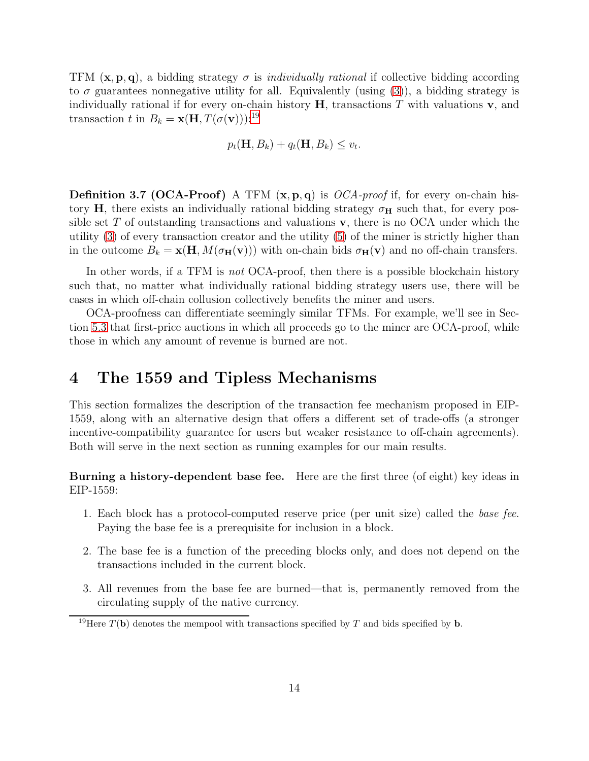TFM $(\mathbf{x}, \mathbf{p}, \mathbf{q})$, a bidding strategy $\sigma$ is *individually rational* if collective bidding according to $\sigma$ guarantees nonnegative utility for all. Equivalently (using (3)), a bidding strategy is individually rational if for every on-chain history $\mathbf{H}$, transactions $T$ with valuations $\mathbf{v}$, and transaction $t$ in $B_k = \mathbf{x}(\mathbf{H}, T(\sigma(\mathbf{v})))$:[19]

$$p_t(\mathbf{H}, B_k) + q_t(\mathbf{H}, B_k) \leq v_t.$$

**Definition 3.7 (OCA-Proof)** A TFM $(\mathbf{x}, \mathbf{p}, \mathbf{q})$ is *OCA-proof* if, for every on-chain history $\mathbf{H}$, there exists an individually rational bidding strategy $\sigma_{\mathbf{H}}$ such that, for every possible set $T$ of outstanding transactions and valuations $\mathbf{v}$, there is no OCA under which the utility (3) of every transaction creator and the utility (5) of the miner is strictly higher than in the outcome $B_k = \mathbf{x}(\mathbf{H}, M(\sigma_{\mathbf{H}}(\mathbf{v})))$ with on-chain bids $\sigma_{\mathbf{H}}(\mathbf{v})$ and no off-chain transfers.

In other words, if a TFM is *not* OCA-proof, then there is a possible blockchain history such that, no matter what individually rational bidding strategy users use, there will be cases in which off-chain collusion collectively benefits the miner and users.

OCA-proofness can differentiate seemingly similar TFMs. For example, we'll see in Section 5.3 that first-price auctions in which all proceeds go to the miner are OCA-proof, while those in which any amount of revenue is burned are not.

# 4 The 1559 and Tipless Mechanisms

This section formalizes the description of the transaction fee mechanism proposed in EIP-1559, along with an alternative design that offers a different set of trade-offs (a stronger incentive-compatibility guarantee for users but weaker resistance to off-chain agreements). Both will serve in the next section as running examples for our main results.

**Burning a history-dependent base fee.** Here are the first three (of eight) key ideas in EIP-1559:

1. Each block has a protocol-computed reserve price (per unit size) called the *base fee*. Paying the base fee is a prerequisite for inclusion in a block.
2. The base fee is a function of the preceding blocks only, and does not depend on the transactions included in the current block.
3. All revenues from the base fee are burned—that is, permanently removed from the circulating supply of the native currency.

[19] Here $T(\mathbf{b})$ denotes the mempool with transactions specified by $T$ and bids specified by $\mathbf{b}$.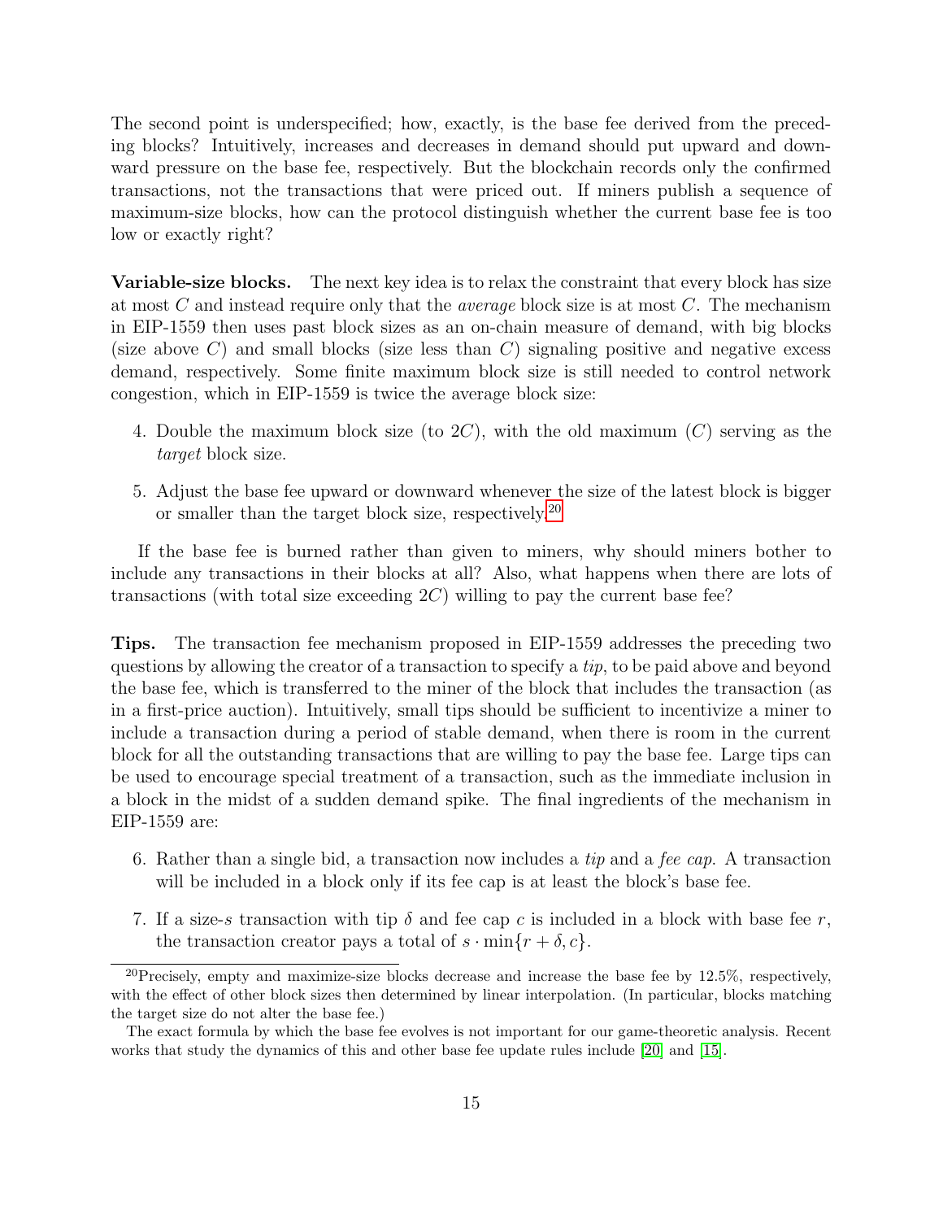The second point is underspecified; how, exactly, is the base fee derived from the preceding blocks? Intuitively, increases and decreases in demand should put upward and downward pressure on the base fee, respectively. But the blockchain records only the confirmed transactions, not the transactions that were priced out. If miners publish a sequence of maximum-size blocks, how can the protocol distinguish whether the current base fee is too low or exactly right?

**Variable-size blocks.** The next key idea is to relax the constraint that every block has size at most $C$ and instead require only that the *average* block size is at most $C$. The mechanism in EIP-1559 then uses past block sizes as an on-chain measure of demand, with big blocks (size above $C$) and small blocks (size less than $C$) signaling positive and negative excess demand, respectively. Some finite maximum block size is still needed to control network congestion, which in EIP-1559 is twice the average block size:

4. Double the maximum block size (to $2C$), with the old maximum ($C$) serving as the *target* block size.

5. Adjust the base fee upward or downward whenever the size of the latest block is bigger or smaller than the target block size, respectively.[20]

If the base fee is burned rather than given to miners, why should miners bother to include any transactions in their blocks at all? Also, what happens when there are lots of transactions (with total size exceeding $2C$) willing to pay the current base fee?

**Tips.** The transaction fee mechanism proposed in EIP-1559 addresses the preceding two questions by allowing the creator of a transaction to specify a *tip*, to be paid above and beyond the base fee, which is transferred to the miner of the block that includes the transaction (as in a first-price auction). Intuitively, small tips should be sufficient to incentivize a miner to include a transaction during a period of stable demand, when there is room in the current block for all the outstanding transactions that are willing to pay the base fee. Large tips can be used to encourage special treatment of a transaction, such as the immediate inclusion in a block in the midst of a sudden demand spike. The final ingredients of the mechanism in EIP-1559 are:

6. Rather than a single bid, a transaction now includes a *tip* and a *fee cap*. A transaction will be included in a block only if its fee cap is at least the block's base fee.

7. If a size-$s$ transaction with tip $\delta$ and fee cap $c$ is included in a block with base fee $r$, the transaction creator pays a total of $s \cdot \min\{r + \delta, c\}$.

---

[20] Precisely, empty and maximize-size blocks decrease and increase the base fee by 12.5%, respectively, with the effect of other block sizes then determined by linear interpolation. (In particular, blocks matching the target size do not alter the base fee.)

The exact formula by which the base fee evolves is not important for our game-theoretic analysis. Recent works that study the dynamics of this and other base fee update rules include [20] and [15].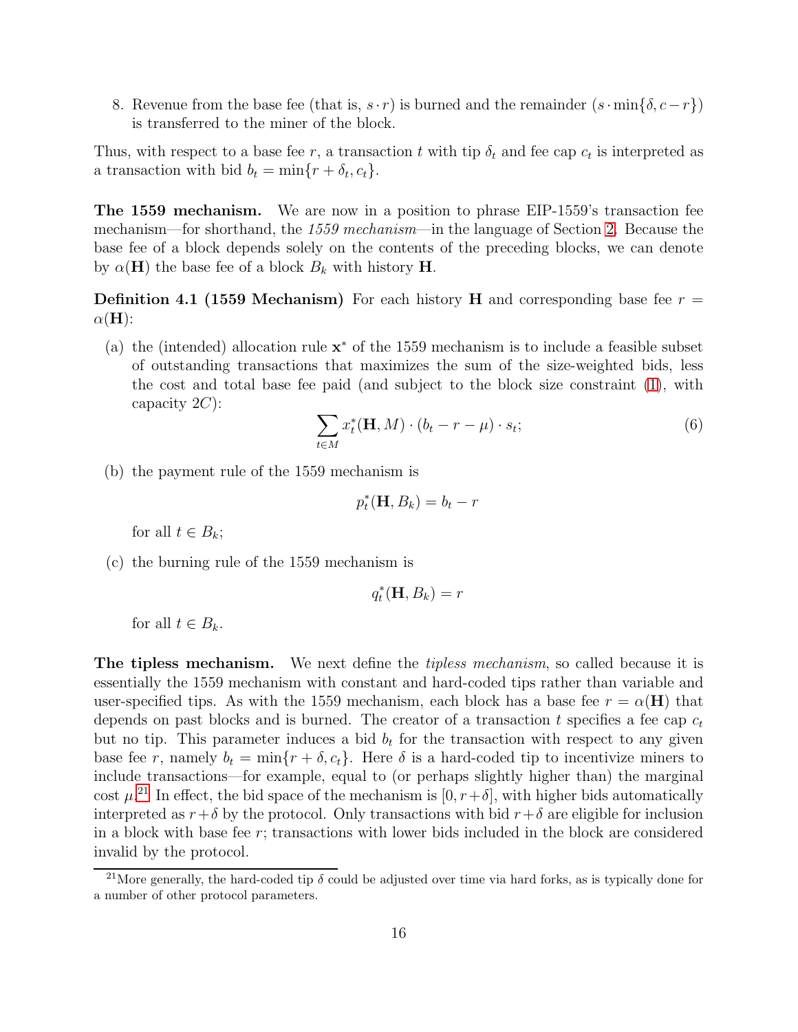8. Revenue from the base fee (that is, $s \cdot r$) is burned and the remainder ($s \cdot \min\{\delta, c - r\}$) is transferred to the miner of the block.

Thus, with respect to a base fee $r$, a transaction $t$ with tip $\delta_t$ and fee cap $c_t$ is interpreted as a transaction with bid $b_t = \min\{r + \delta_t, c_t\}$.

**The 1559 mechanism.** We are now in a position to phrase EIP-1559's transaction fee mechanism—for shorthand, the *1559 mechanism*—in the language of Section 2. Because the base fee of a block depends solely on the contents of the preceding blocks, we can denote by $\alpha(\mathbf{H})$ the base fee of a block $B_k$ with history $\mathbf{H}$.

**Definition 4.1 (1559 Mechanism)** For each history $\mathbf{H}$ and corresponding base fee $r = \alpha(\mathbf{H})$:

(a) the (intended) allocation rule $\mathbf{x}^*$ of the 1559 mechanism is to include a feasible subset of outstanding transactions that maximizes the sum of the size-weighted bids, less the cost and total base fee paid (and subject to the block size constraint (1), with capacity $2C$):

$$\sum_{t \in M} x_t^*(\mathbf{H}, M) \cdot (b_t - r - \mu) \cdot s_t; \tag{6}$$

(b) the payment rule of the 1559 mechanism is

$$p_t^*(\mathbf{H}, B_k) = b_t - r$$

for all $t \in B_k$;

(c) the burning rule of the 1559 mechanism is

$$q_t^*(\mathbf{H}, B_k) = r$$

for all $t \in B_k$.

**The tipless mechanism.** We next define the *tipless mechanism*, so called because it is essentially the 1559 mechanism with constant and hard-coded tips rather than variable and user-specified tips. As with the 1559 mechanism, each block has a base fee $r = \alpha(\mathbf{H})$ that depends on past blocks and is burned. The creator of a transaction $t$ specifies a fee cap $c_t$ but no tip. This parameter induces a bid $b_t$ for the transaction with respect to any given base fee $r$, namely $b_t = \min\{r + \delta, c_t\}$. Here $\delta$ is a hard-coded tip to incentivize miners to include transactions—for example, equal to (or perhaps slightly higher than) the marginal cost $\mu$.[21] In effect, the bid space of the mechanism is $[0, r + \delta]$, with higher bids automatically interpreted as $r + \delta$ by the protocol. Only transactions with bid $r + \delta$ are eligible for inclusion in a block with base fee $r$; transactions with lower bids included in the block are considered invalid by the protocol.

[21] More generally, the hard-coded tip $\delta$ could be adjusted over time via hard forks, as is typically done for a number of other protocol parameters.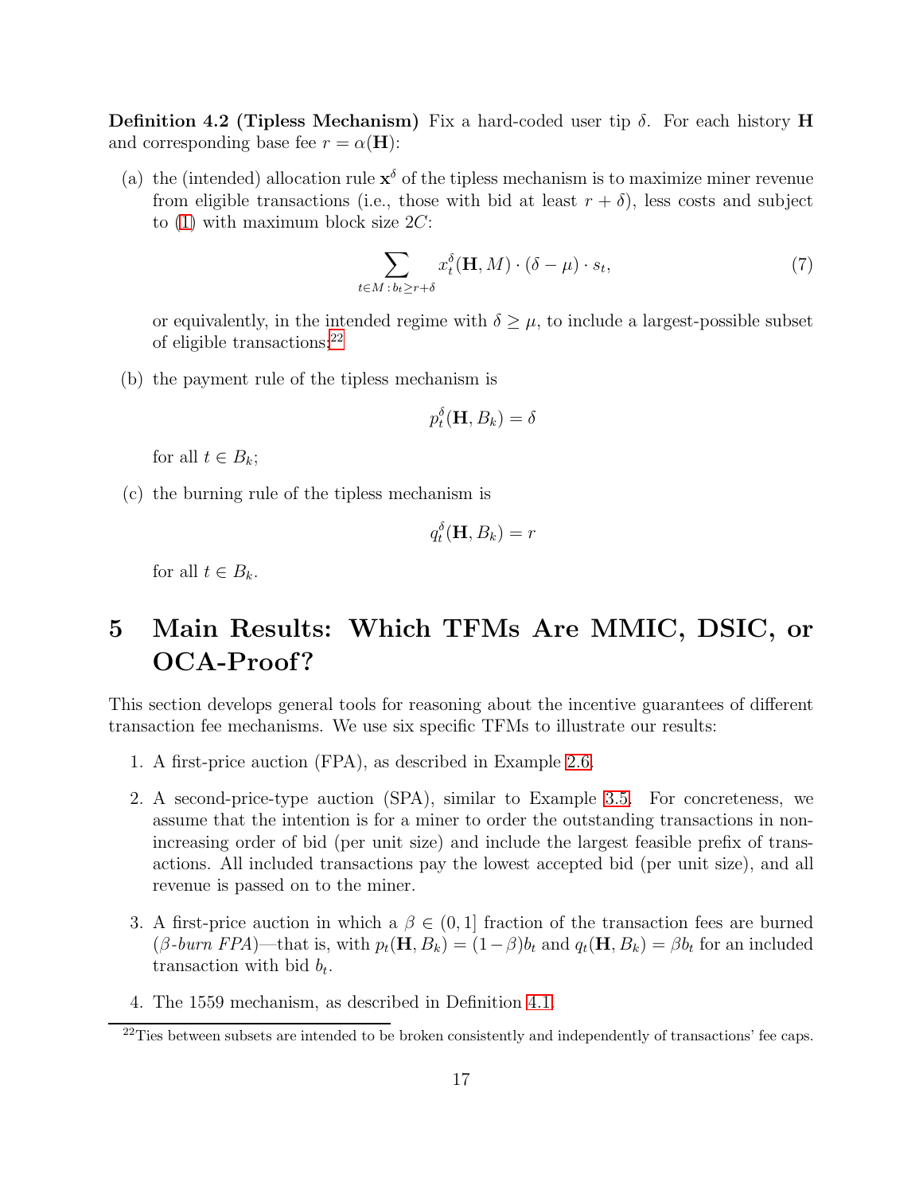**Definition 4.2 (Tipless Mechanism)** Fix a hard-coded user tip $\delta$. For each history $\mathbf{H}$ and corresponding base fee $r = \alpha(\mathbf{H})$:

(a) the (intended) allocation rule $\mathbf{x}^\delta$ of the tipless mechanism is to maximize miner revenue from eligible transactions (i.e., those with bid at least $r + \delta$), less costs and subject to (1) with maximum block size $2C$:

$$\sum_{t \in M \,:\, b_t \geq r+\delta} x_t^\delta(\mathbf{H}, M) \cdot (\delta - \mu) \cdot s_t, \tag{7}$$

or equivalently, in the intended regime with $\delta \geq \mu$, to include a largest-possible subset of eligible transactions;[22]

(b) the payment rule of the tipless mechanism is

$$p_t^\delta(\mathbf{H}, B_k) = \delta$$

for all $t \in B_k$;

(c) the burning rule of the tipless mechanism is

$$q_t^\delta(\mathbf{H}, B_k) = r$$

for all $t \in B_k$.

# 5 Main Results: Which TFMs Are MMIC, DSIC, or OCA-Proof?

This section develops general tools for reasoning about the incentive guarantees of different transaction fee mechanisms. We use six specific TFMs to illustrate our results:

1. A first-price auction (FPA), as described in Example 2.6.

2. A second-price-type auction (SPA), similar to Example 3.5. For concreteness, we assume that the intention is for a miner to order the outstanding transactions in non-increasing order of bid (per unit size) and include the largest feasible prefix of transactions. All included transactions pay the lowest accepted bid (per unit size), and all revenue is passed on to the miner.

3. A first-price auction in which a $\beta \in (0, 1]$ fraction of the transaction fees are burned ($\beta$*-burn FPA*)—that is, with $p_t(\mathbf{H}, B_k) = (1-\beta)b_t$ and $q_t(\mathbf{H}, B_k) = \beta b_t$ for an included transaction with bid $b_t$.

4. The 1559 mechanism, as described in Definition 4.1.

[22] Ties between subsets are intended to be broken consistently and independently of transactions' fee caps.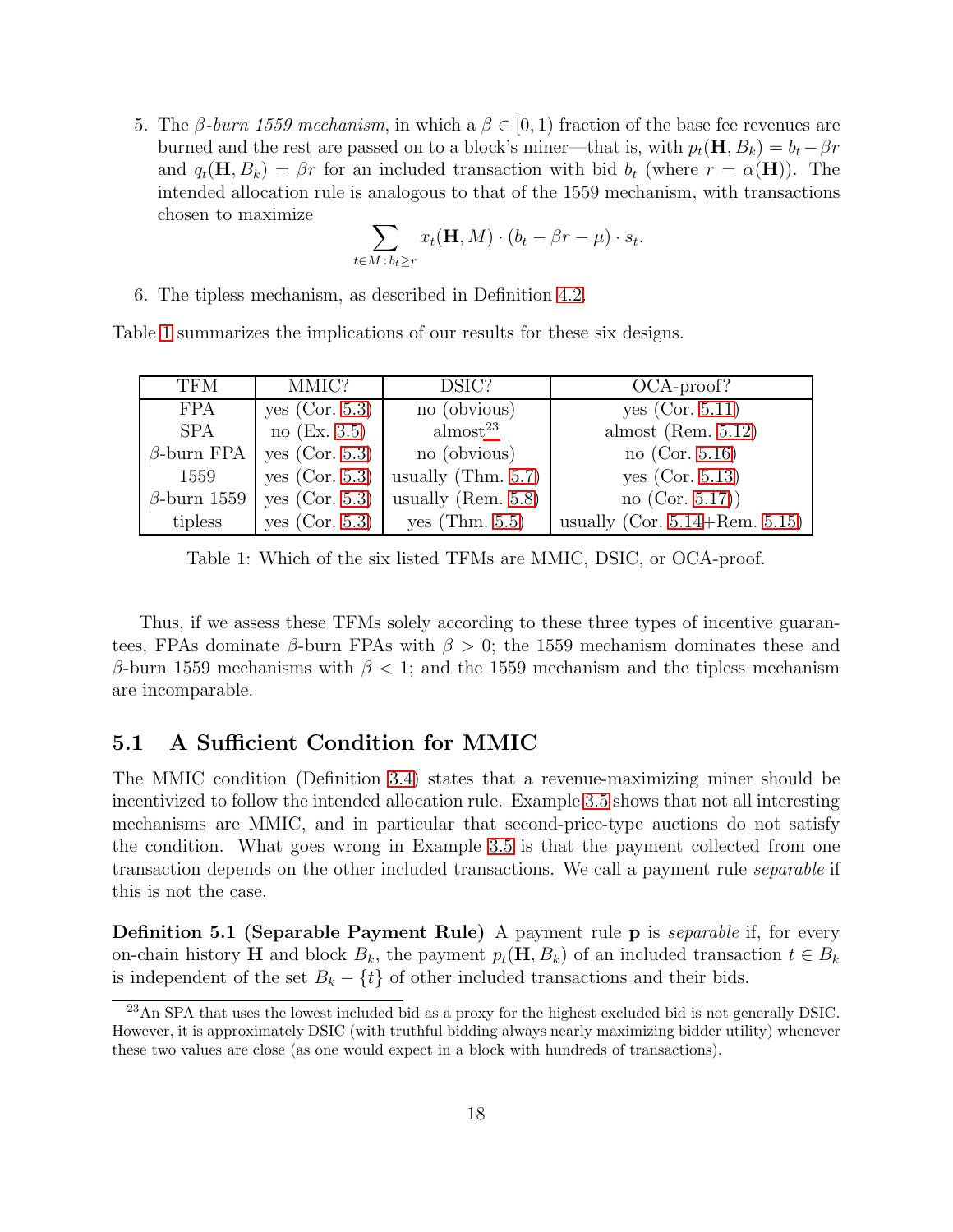5. The *β-burn 1559 mechanism*, in which a $\beta \in [0, 1)$ fraction of the base fee revenues are burned and the rest are passed on to a block's miner—that is, with $p_t(\mathbf{H}, B_k) = b_t - \beta r$ and $q_t(\mathbf{H}, B_k) = \beta r$ for an included transaction with bid $b_t$ (where $r = \alpha(\mathbf{H})$). The intended allocation rule is analogous to that of the 1559 mechanism, with transactions chosen to maximize

$$\sum_{t \in M \,:\, b_t \geq r} x_t(\mathbf{H}, M) \cdot (b_t - \beta r - \mu) \cdot s_t.$$

6. The tipless mechanism, as described in Definition 4.2.

Table 1 summarizes the implications of our results for these six designs.

| TFM | MMIC? | DSIC? | OCA-proof? |
|---|---|---|---|
| FPA | yes (Cor. 5.3) | no (obvious) | yes (Cor. 5.11) |
| SPA | no (Ex. 3.5) | almost[23] | almost (Rem. 5.12) |
| $\beta$-burn FPA | yes (Cor. 5.3) | no (obvious) | no (Cor. 5.16) |
| 1559 | yes (Cor. 5.3) | usually (Thm. 5.7) | yes (Cor. 5.13) |
| $\beta$-burn 1559 | yes (Cor. 5.3) | usually (Rem. 5.8) | no (Cor. 5.17)) |
| tipless | yes (Cor. 5.3) | yes (Thm. 5.5) | usually (Cor. 5.14+Rem. 5.15) |

Table 1: Which of the six listed TFMs are MMIC, DSIC, or OCA-proof.

Thus, if we assess these TFMs solely according to these three types of incentive guarantees, FPAs dominate $\beta$-burn FPAs with $\beta > 0$; the 1559 mechanism dominates these and $\beta$-burn 1559 mechanisms with $\beta < 1$; and the 1559 mechanism and the tipless mechanism are incomparable.

## 5.1 A Sufficient Condition for MMIC

The MMIC condition (Definition 3.4) states that a revenue-maximizing miner should be incentivized to follow the intended allocation rule. Example 3.5 shows that not all interesting mechanisms are MMIC, and in particular that second-price-type auctions do not satisfy the condition. What goes wrong in Example 3.5 is that the payment collected from one transaction depends on the other included transactions. We call a payment rule *separable* if this is not the case.

**Definition 5.1 (Separable Payment Rule)** A payment rule $\mathbf{p}$ is *separable* if, for every on-chain history $\mathbf{H}$ and block $B_k$, the payment $p_t(\mathbf{H}, B_k)$ of an included transaction $t \in B_k$ is independent of the set $B_k - \{t\}$ of other included transactions and their bids.

[23] An SPA that uses the lowest included bid as a proxy for the highest excluded bid is not generally DSIC. However, it is approximately DSIC (with truthful bidding always nearly maximizing bidder utility) whenever these two values are close (as one would expect in a block with hundreds of transactions).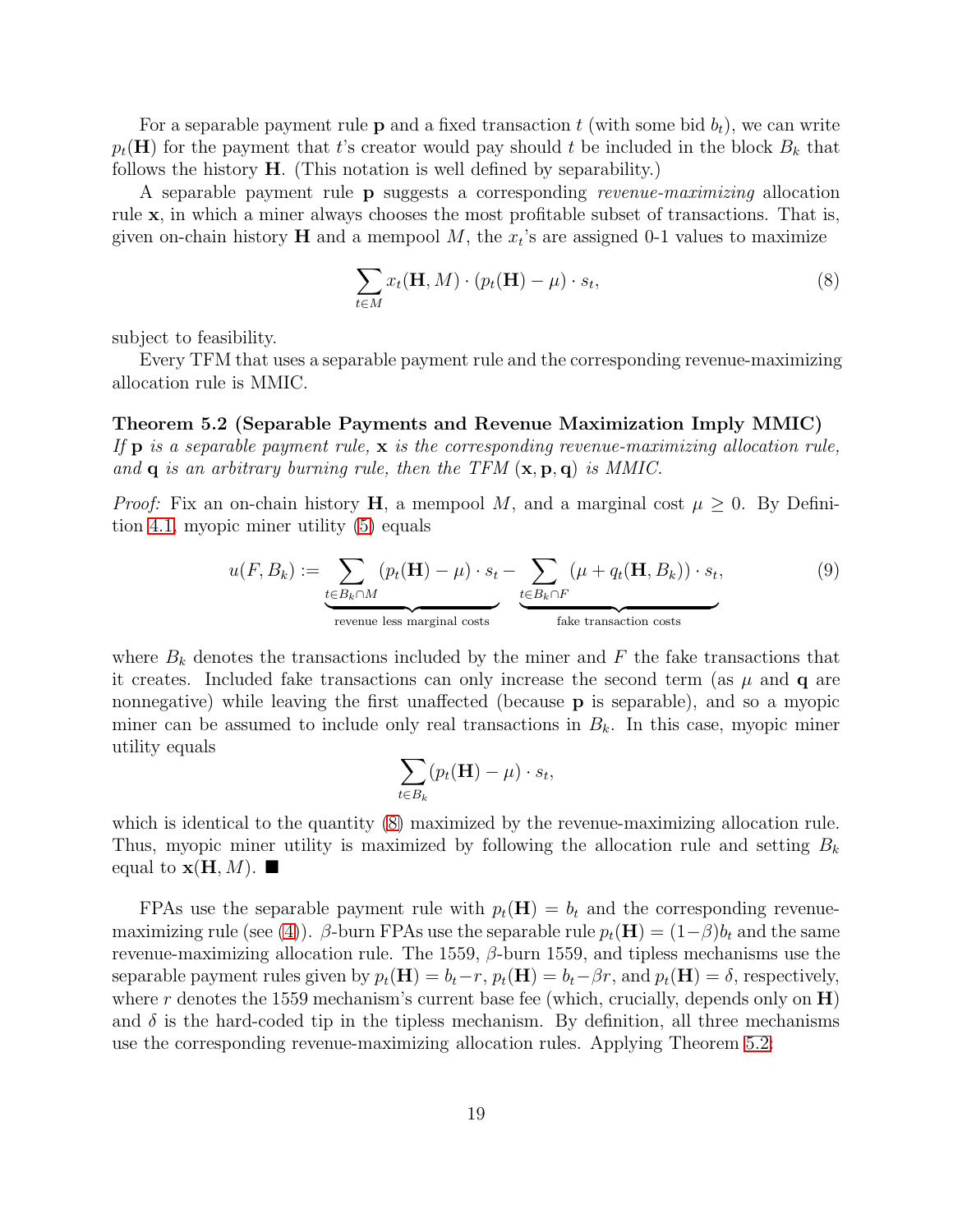For a separable payment rule $\mathbf{p}$ and a fixed transaction $t$ (with some bid $b_t$), we can write $p_t(\mathbf{H})$ for the payment that $t$'s creator would pay should $t$ be included in the block $B_k$ that follows the history $\mathbf{H}$. (This notation is well defined by separability.)

A separable payment rule $\mathbf{p}$ suggests a corresponding *revenue-maximizing* allocation rule $\mathbf{x}$, in which a miner always chooses the most profitable subset of transactions. That is, given on-chain history $\mathbf{H}$ and a mempool $M$, the $x_t$'s are assigned 0-1 values to maximize

$$\sum_{t \in M} x_t(\mathbf{H}, M) \cdot (p_t(\mathbf{H}) - \mu) \cdot s_t, \tag{8}$$

subject to feasibility.

Every TFM that uses a separable payment rule and the corresponding revenue-maximizing allocation rule is MMIC.

**Theorem 5.2 (Separable Payments and Revenue Maximization Imply MMIC)** *If $\mathbf{p}$ is a separable payment rule, $\mathbf{x}$ is the corresponding revenue-maximizing allocation rule, and $\mathbf{q}$ is an arbitrary burning rule, then the TFM $(\mathbf{x}, \mathbf{p}, \mathbf{q})$ is MMIC.*

*Proof:* Fix an on-chain history $\mathbf{H}$, a mempool $M$, and a marginal cost $\mu \geq 0$. By Definition 4.1, myopic miner utility (5) equals

$$u(F, B_k) := \underbrace{\sum_{t \in B_k \cap M} (p_t(\mathbf{H}) - \mu) \cdot s_t}_{\text{revenue less marginal costs}} - \underbrace{\sum_{t \in B_k \cap F} (\mu + q_t(\mathbf{H}, B_k)) \cdot s_t}_{\text{fake transaction costs}}, \tag{9}$$

where $B_k$ denotes the transactions included by the miner and $F$ the fake transactions that it creates. Included fake transactions can only increase the second term (as $\mu$ and $\mathbf{q}$ are nonnegative) while leaving the first unaffected (because $\mathbf{p}$ is separable), and so a myopic miner can be assumed to include only real transactions in $B_k$. In this case, myopic miner utility equals

$$\sum_{t \in B_k} (p_t(\mathbf{H}) - \mu) \cdot s_t,$$

which is identical to the quantity (8) maximized by the revenue-maximizing allocation rule. Thus, myopic miner utility is maximized by following the allocation rule and setting $B_k$ equal to $\mathbf{x}(\mathbf{H}, M)$. ■

FPAs use the separable payment rule with $p_t(\mathbf{H}) = b_t$ and the corresponding revenue-maximizing rule (see (4)). $\beta$-burn FPAs use the separable rule $p_t(\mathbf{H}) = (1-\beta)b_t$ and the same revenue-maximizing allocation rule. The 1559, $\beta$-burn 1559, and tipless mechanisms use the separable payment rules given by $p_t(\mathbf{H}) = b_t - r$, $p_t(\mathbf{H}) = b_t - \beta r$, and $p_t(\mathbf{H}) = \delta$, respectively, where $r$ denotes the 1559 mechanism's current base fee (which, crucially, depends only on $\mathbf{H}$) and $\delta$ is the hard-coded tip in the tipless mechanism. By definition, all three mechanisms use the corresponding revenue-maximizing allocation rules. Applying Theorem 5.2: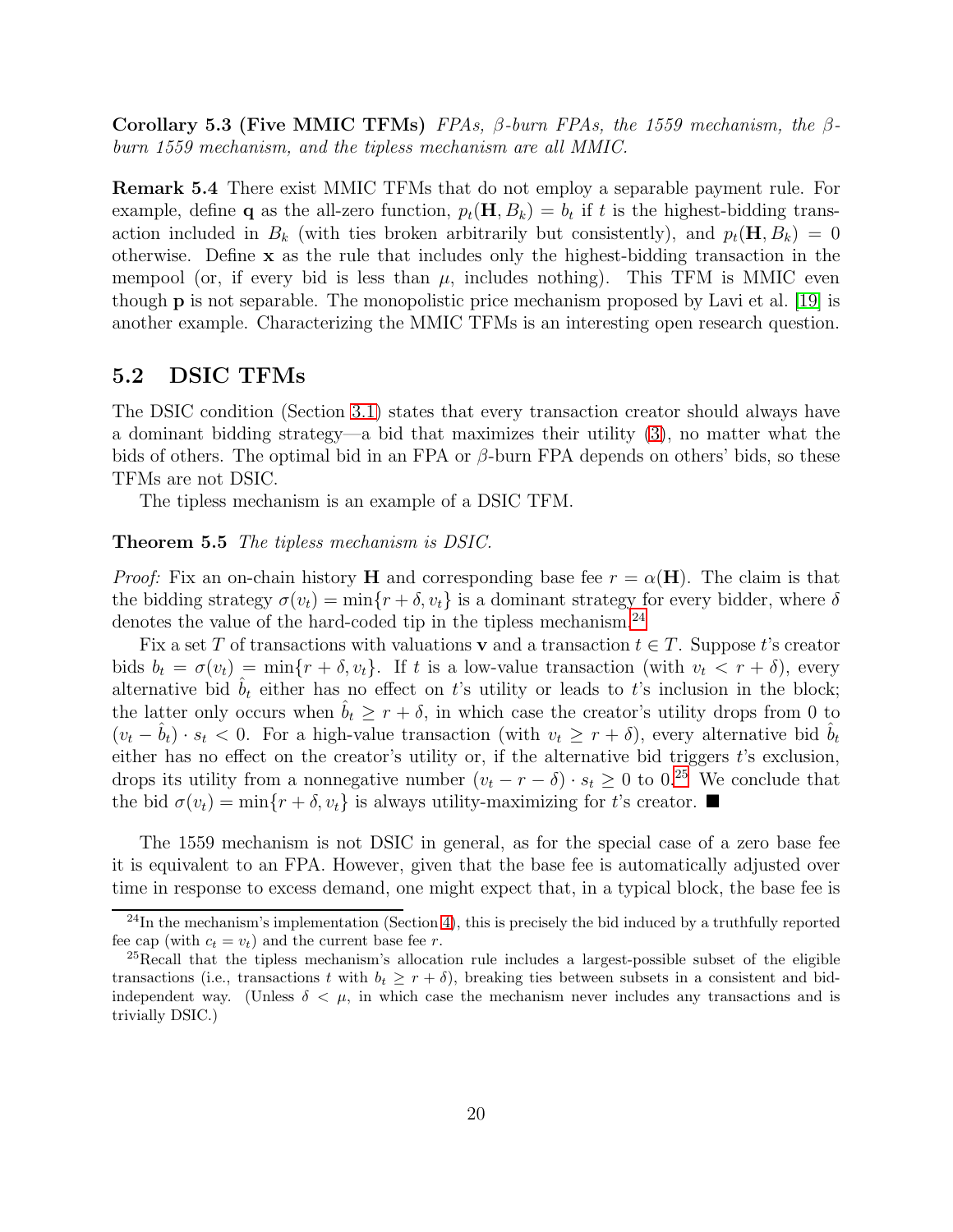**Corollary 5.3 (Five MMIC TFMs)** *FPAs, β-burn FPAs, the 1559 mechanism, the β-burn 1559 mechanism, and the tipless mechanism are all MMIC.*

**Remark 5.4** There exist MMIC TFMs that do not employ a separable payment rule. For example, define $\mathbf{q}$ as the all-zero function, $p_t(\mathbf{H}, B_k) = b_t$ if $t$ is the highest-bidding transaction included in $B_k$ (with ties broken arbitrarily but consistently), and $p_t(\mathbf{H}, B_k) = 0$ otherwise. Define $\mathbf{x}$ as the rule that includes only the highest-bidding transaction in the mempool (or, if every bid is less than $\mu$, includes nothing). This TFM is MMIC even though $\mathbf{p}$ is not separable. The monopolistic price mechanism proposed by Lavi et al. [19] is another example. Characterizing the MMIC TFMs is an interesting open research question.

## 5.2 DSIC TFMs

The DSIC condition (Section 3.1) states that every transaction creator should always have a dominant bidding strategy—a bid that maximizes their utility (3), no matter what the bids of others. The optimal bid in an FPA or $\beta$-burn FPA depends on others' bids, so these TFMs are not DSIC.

The tipless mechanism is an example of a DSIC TFM.

**Theorem 5.5** *The tipless mechanism is DSIC.*

*Proof:* Fix an on-chain history $\mathbf{H}$ and corresponding base fee $r = \alpha(\mathbf{H})$. The claim is that the bidding strategy $\sigma(v_t) = \min\{r + \delta, v_t\}$ is a dominant strategy for every bidder, where $\delta$ denotes the value of the hard-coded tip in the tipless mechanism.[24]

Fix a set $T$ of transactions with valuations $\mathbf{v}$ and a transaction $t \in T$. Suppose $t$'s creator bids $b_t = \sigma(v_t) = \min\{r + \delta, v_t\}$. If $t$ is a low-value transaction (with $v_t < r + \delta$), every alternative bid $\hat{b}_t$ either has no effect on $t$'s utility or leads to $t$'s inclusion in the block; the latter only occurs when $\hat{b}_t \geq r + \delta$, in which case the creator's utility drops from 0 to $(v_t - \hat{b}_t) \cdot s_t < 0$. For a high-value transaction (with $v_t \geq r + \delta$), every alternative bid $\hat{b}_t$ either has no effect on the creator's utility or, if the alternative bid triggers $t$'s exclusion, drops its utility from a nonnegative number $(v_t - r - \delta) \cdot s_t \geq 0$ to 0.[25] We conclude that the bid $\sigma(v_t) = \min\{r + \delta, v_t\}$ is always utility-maximizing for $t$'s creator. ■

The 1559 mechanism is not DSIC in general, as for the special case of a zero base fee it is equivalent to an FPA. However, given that the base fee is automatically adjusted over time in response to excess demand, one might expect that, in a typical block, the base fee is

[24] In the mechanism's implementation (Section 4), this is precisely the bid induced by a truthfully reported fee cap (with $c_t = v_t$) and the current base fee $r$.

[25] Recall that the tipless mechanism's allocation rule includes a largest-possible subset of the eligible transactions (i.e., transactions $t$ with $b_t \geq r + \delta$), breaking ties between subsets in a consistent and bid-independent way. (Unless $\delta < \mu$, in which case the mechanism never includes any transactions and is trivially DSIC.)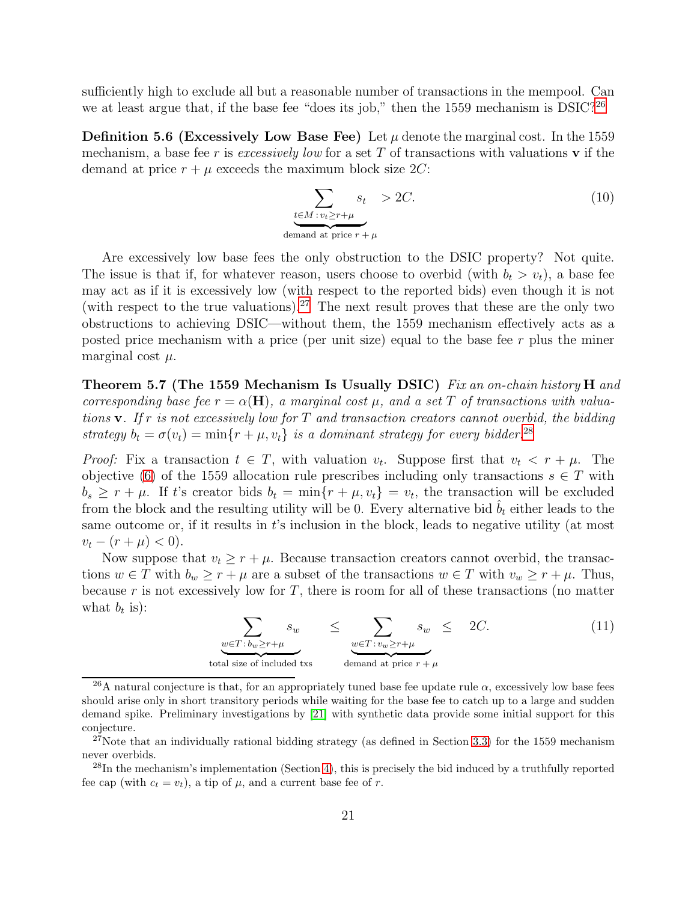sufficiently high to exclude all but a reasonable number of transactions in the mempool. Can we at least argue that, if the base fee "does its job," then the 1559 mechanism is DSIC?[26]

**Definition 5.6 (Excessively Low Base Fee)** Let $\mu$ denote the marginal cost. In the 1559 mechanism, a base fee $r$ is *excessively low* for a set $T$ of transactions with valuations $\mathbf{v}$ if the demand at price $r + \mu$ exceeds the maximum block size $2C$:

$$\underbrace{\sum_{t \in M \,:\, v_t \geq r+\mu} s_t}_{\text{demand at price } r+\mu} > 2C. \tag{10}$$

Are excessively low base fees the only obstruction to the DSIC property? Not quite. The issue is that if, for whatever reason, users choose to overbid (with $b_t > v_t$), a base fee may act as if it is excessively low (with respect to the reported bids) even though it is not (with respect to the true valuations).[27] The next result proves that these are the only two obstructions to achieving DSIC—without them, the 1559 mechanism effectively acts as a posted price mechanism with a price (per unit size) equal to the base fee $r$ plus the miner marginal cost $\mu$.

**Theorem 5.7 (The 1559 Mechanism Is Usually DSIC)** *Fix an on-chain history* $\mathbf{H}$ *and corresponding base fee* $r = \alpha(\mathbf{H})$*, a marginal cost* $\mu$*, and a set* $T$ *of transactions with valuations* $\mathbf{v}$*. If* $r$ *is not excessively low for* $T$ *and transaction creators cannot overbid, the bidding strategy* $b_t = \sigma(v_t) = \min\{r + \mu, v_t\}$ *is a dominant strategy for every bidder.*[28]

*Proof:* Fix a transaction $t \in T$, with valuation $v_t$. Suppose first that $v_t < r + \mu$. The objective (6) of the 1559 allocation rule prescribes including only transactions $s \in T$ with $b_s \geq r + \mu$. If $t$'s creator bids $b_t = \min\{r + \mu, v_t\} = v_t$, the transaction will be excluded from the block and the resulting utility will be 0. Every alternative bid $\hat{b}_t$ either leads to the same outcome or, if it results in $t$'s inclusion in the block, leads to negative utility (at most $v_t - (r + \mu) < 0$).

Now suppose that $v_t \geq r + \mu$. Because transaction creators cannot overbid, the transactions $w \in T$ with $b_w \geq r + \mu$ are a subset of the transactions $w \in T$ with $v_w \geq r + \mu$. Thus, because $r$ is not excessively low for $T$, there is room for all of these transactions (no matter what $b_t$ is):

$$\underbrace{\sum_{w \in T \,:\, b_w \geq r+\mu} s_w}_{\text{total size of included txs}} \leq \underbrace{\sum_{w \in T \,:\, v_w \geq r+\mu} s_w}_{\text{demand at price } r+\mu} \leq 2C. \tag{11}$$

[26] A natural conjecture is that, for an appropriately tuned base fee update rule $\alpha$, excessively low base fees should arise only in short transitory periods while waiting for the base fee to catch up to a large and sudden demand spike. Preliminary investigations by [21] with synthetic data provide some initial support for this conjecture.

[27] Note that an individually rational bidding strategy (as defined in Section 3.3) for the 1559 mechanism never overbids.

[28] In the mechanism's implementation (Section 4), this is precisely the bid induced by a truthfully reported fee cap (with $c_t = v_t$), a tip of $\mu$, and a current base fee of $r$.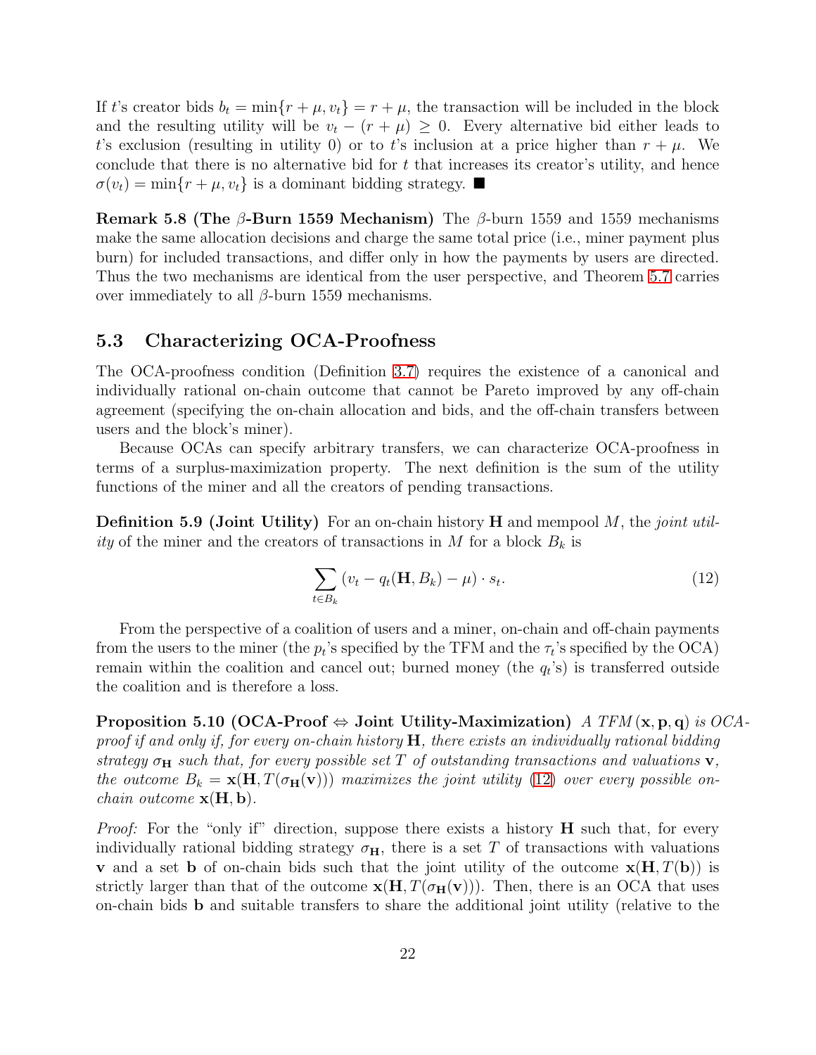If $t$'s creator bids $b_t = \min\{r + \mu, v_t\} = r + \mu$, the transaction will be included in the block and the resulting utility will be $v_t - (r + \mu) \geq 0$. Every alternative bid either leads to $t$'s exclusion (resulting in utility 0) or to $t$'s inclusion at a price higher than $r + \mu$. We conclude that there is no alternative bid for $t$ that increases its creator's utility, and hence $\sigma(v_t) = \min\{r + \mu, v_t\}$ is a dominant bidding strategy. ■

**Remark 5.8 (The $\beta$-Burn 1559 Mechanism)** The $\beta$-burn 1559 and 1559 mechanisms make the same allocation decisions and charge the same total price (i.e., miner payment plus burn) for included transactions, and differ only in how the payments by users are directed. Thus the two mechanisms are identical from the user perspective, and Theorem 5.7 carries over immediately to all $\beta$-burn 1559 mechanisms.

## 5.3 Characterizing OCA-Proofness

The OCA-proofness condition (Definition 3.7) requires the existence of a canonical and individually rational on-chain outcome that cannot be Pareto improved by any off-chain agreement (specifying the on-chain allocation and bids, and the off-chain transfers between users and the block's miner).

Because OCAs can specify arbitrary transfers, we can characterize OCA-proofness in terms of a surplus-maximization property. The next definition is the sum of the utility functions of the miner and all the creators of pending transactions.

**Definition 5.9 (Joint Utility)** For an on-chain history $\mathbf{H}$ and mempool $M$, the *joint utility* of the miner and the creators of transactions in $M$ for a block $B_k$ is

$$\sum_{t \in B_k} (v_t - q_t(\mathbf{H}, B_k) - \mu) \cdot s_t. \tag{12}$$

From the perspective of a coalition of users and a miner, on-chain and off-chain payments from the users to the miner (the $p_t$'s specified by the TFM and the $\tau_t$'s specified by the OCA) remain within the coalition and cancel out; burned money (the $q_t$'s) is transferred outside the coalition and is therefore a loss.

**Proposition 5.10 (OCA-Proof $\Leftrightarrow$ Joint Utility-Maximization)** *A TFM $(\mathbf{x}, \mathbf{p}, \mathbf{q})$ is OCA-proof if and only if, for every on-chain history $\mathbf{H}$, there exists an individually rational bidding strategy $\sigma_{\mathbf{H}}$ such that, for every possible set $T$ of outstanding transactions and valuations $\mathbf{v}$, the outcome $B_k = \mathbf{x}(\mathbf{H}, T(\sigma_{\mathbf{H}}(\mathbf{v})))$ maximizes the joint utility (12) over every possible on-chain outcome $\mathbf{x}(\mathbf{H}, \mathbf{b})$.*

*Proof:* For the "only if" direction, suppose there exists a history $\mathbf{H}$ such that, for every individually rational bidding strategy $\sigma_{\mathbf{H}}$, there is a set $T$ of transactions with valuations $\mathbf{v}$ and a set $\mathbf{b}$ of on-chain bids such that the joint utility of the outcome $\mathbf{x}(\mathbf{H}, T(\mathbf{b}))$ is strictly larger than that of the outcome $\mathbf{x}(\mathbf{H}, T(\sigma_{\mathbf{H}}(\mathbf{v})))$. Then, there is an OCA that uses on-chain bids $\mathbf{b}$ and suitable transfers to share the additional joint utility (relative to the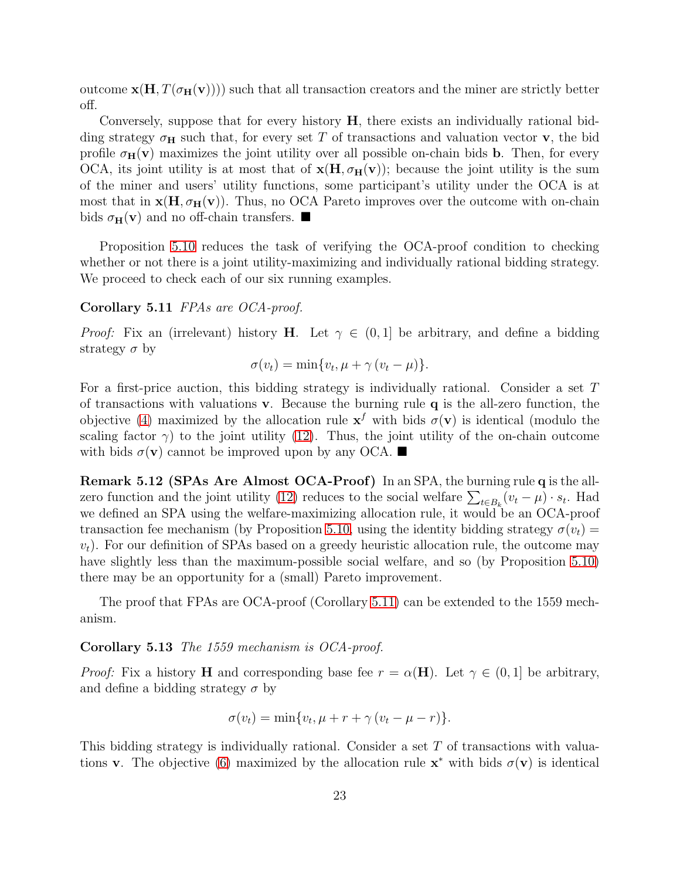outcome $\mathbf{x}(\mathbf{H}, T(\sigma_{\mathbf{H}}(\mathbf{v}))))$ such that all transaction creators and the miner are strictly better off.

Conversely, suppose that for every history $\mathbf{H}$, there exists an individually rational bidding strategy $\sigma_{\mathbf{H}}$ such that, for every set $T$ of transactions and valuation vector $\mathbf{v}$, the bid profile $\sigma_{\mathbf{H}}(\mathbf{v})$ maximizes the joint utility over all possible on-chain bids $\mathbf{b}$. Then, for every OCA, its joint utility is at most that of $\mathbf{x}(\mathbf{H}, \sigma_{\mathbf{H}}(\mathbf{v}))$; because the joint utility is the sum of the miner and users' utility functions, some participant's utility under the OCA is at most that in $\mathbf{x}(\mathbf{H}, \sigma_{\mathbf{H}}(\mathbf{v}))$. Thus, no OCA Pareto improves over the outcome with on-chain bids $\sigma_{\mathbf{H}}(\mathbf{v})$ and no off-chain transfers. ■

Proposition 5.10 reduces the task of verifying the OCA-proof condition to checking whether or not there is a joint utility-maximizing and individually rational bidding strategy. We proceed to check each of our six running examples.

**Corollary 5.11** *FPAs are OCA-proof.*

*Proof:* Fix an (irrelevant) history $\mathbf{H}$. Let $\gamma \in (0, 1]$ be arbitrary, and define a bidding strategy $\sigma$ by

$$\sigma(v_t) = \min\{v_t, \mu + \gamma (v_t - \mu)\}.$$

For a first-price auction, this bidding strategy is individually rational. Consider a set $T$ of transactions with valuations $\mathbf{v}$. Because the burning rule $\mathbf{q}$ is the all-zero function, the objective (4) maximized by the allocation rule $\mathbf{x}^f$ with bids $\sigma(\mathbf{v})$ is identical (modulo the scaling factor $\gamma$) to the joint utility (12). Thus, the joint utility of the on-chain outcome with bids $\sigma(\mathbf{v})$ cannot be improved upon by any OCA. ■

**Remark 5.12 (SPAs Are Almost OCA-Proof)** In an SPA, the burning rule $\mathbf{q}$ is the all-zero function and the joint utility (12) reduces to the social welfare $\sum_{t \in B_k} (v_t - \mu) \cdot s_t$. Had we defined an SPA using the welfare-maximizing allocation rule, it would be an OCA-proof transaction fee mechanism (by Proposition 5.10, using the identity bidding strategy $\sigma(v_t) = v_t$). For our definition of SPAs based on a greedy heuristic allocation rule, the outcome may have slightly less than the maximum-possible social welfare, and so (by Proposition 5.10) there may be an opportunity for a (small) Pareto improvement.

The proof that FPAs are OCA-proof (Corollary 5.11) can be extended to the 1559 mechanism.

**Corollary 5.13** *The 1559 mechanism is OCA-proof.*

*Proof:* Fix a history $\mathbf{H}$ and corresponding base fee $r = \alpha(\mathbf{H})$. Let $\gamma \in (0, 1]$ be arbitrary, and define a bidding strategy $\sigma$ by

$$\sigma(v_t) = \min\{v_t, \mu + r + \gamma (v_t - \mu - r)\}.$$

This bidding strategy is individually rational. Consider a set $T$ of transactions with valuations $\mathbf{v}$. The objective (6) maximized by the allocation rule $\mathbf{x}^*$ with bids $\sigma(\mathbf{v})$ is identical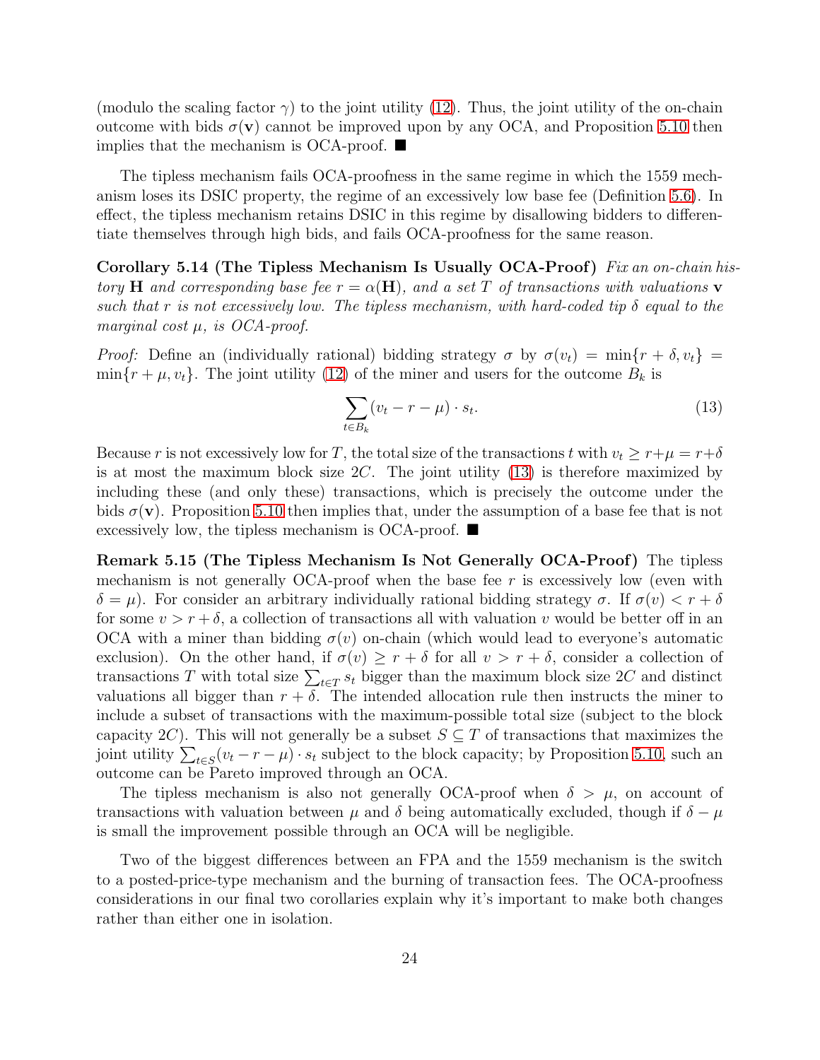(modulo the scaling factor $\gamma$) to the joint utility (12). Thus, the joint utility of the on-chain outcome with bids $\sigma(\mathbf{v})$ cannot be improved upon by any OCA, and Proposition 5.10 then implies that the mechanism is OCA-proof. ■

The tipless mechanism fails OCA-proofness in the same regime in which the 1559 mechanism loses its DSIC property, the regime of an excessively low base fee (Definition 5.6). In effect, the tipless mechanism retains DSIC in this regime by disallowing bidders to differentiate themselves through high bids, and fails OCA-proofness for the same reason.

**Corollary 5.14 (The Tipless Mechanism Is Usually OCA-Proof)** *Fix an on-chain history* $\mathbf{H}$ *and corresponding base fee* $r = \alpha(\mathbf{H})$*, and a set* $T$ *of transactions with valuations* $\mathbf{v}$ *such that* $r$ *is not excessively low. The tipless mechanism, with hard-coded tip* $\delta$ *equal to the marginal cost* $\mu$*, is OCA-proof.*

*Proof:* Define an (individually rational) bidding strategy $\sigma$ by $\sigma(v_t) = \min\{r + \delta, v_t\} = \min\{r + \mu, v_t\}$. The joint utility (12) of the miner and users for the outcome $B_k$ is

$$\sum_{t \in B_k} (v_t - r - \mu) \cdot s_t. \tag{13}$$

Because $r$ is not excessively low for $T$, the total size of the transactions $t$ with $v_t \geq r + \mu = r + \delta$ is at most the maximum block size $2C$. The joint utility (13) is therefore maximized by including these (and only these) transactions, which is precisely the outcome under the bids $\sigma(\mathbf{v})$. Proposition 5.10 then implies that, under the assumption of a base fee that is not excessively low, the tipless mechanism is OCA-proof. ■

**Remark 5.15 (The Tipless Mechanism Is Not Generally OCA-Proof)** The tipless mechanism is not generally OCA-proof when the base fee $r$ is excessively low (even with $\delta = \mu$). For consider an arbitrary individually rational bidding strategy $\sigma$. If $\sigma(v) < r + \delta$ for some $v > r + \delta$, a collection of transactions all with valuation $v$ would be better off in an OCA with a miner than bidding $\sigma(v)$ on-chain (which would lead to everyone's automatic exclusion). On the other hand, if $\sigma(v) \geq r + \delta$ for all $v > r + \delta$, consider a collection of transactions $T$ with total size $\sum_{t \in T} s_t$ bigger than the maximum block size $2C$ and distinct valuations all bigger than $r + \delta$. The intended allocation rule then instructs the miner to include a subset of transactions with the maximum-possible total size (subject to the block capacity $2C$). This will not generally be a subset $S \subseteq T$ of transactions that maximizes the joint utility $\sum_{t \in S}(v_t - r - \mu) \cdot s_t$ subject to the block capacity; by Proposition 5.10, such an outcome can be Pareto improved through an OCA.

The tipless mechanism is also not generally OCA-proof when $\delta > \mu$, on account of transactions with valuation between $\mu$ and $\delta$ being automatically excluded, though if $\delta - \mu$ is small the improvement possible through an OCA will be negligible.

Two of the biggest differences between an FPA and the 1559 mechanism is the switch to a posted-price-type mechanism and the burning of transaction fees. The OCA-proofness considerations in our final two corollaries explain why it's important to make both changes rather than either one in isolation.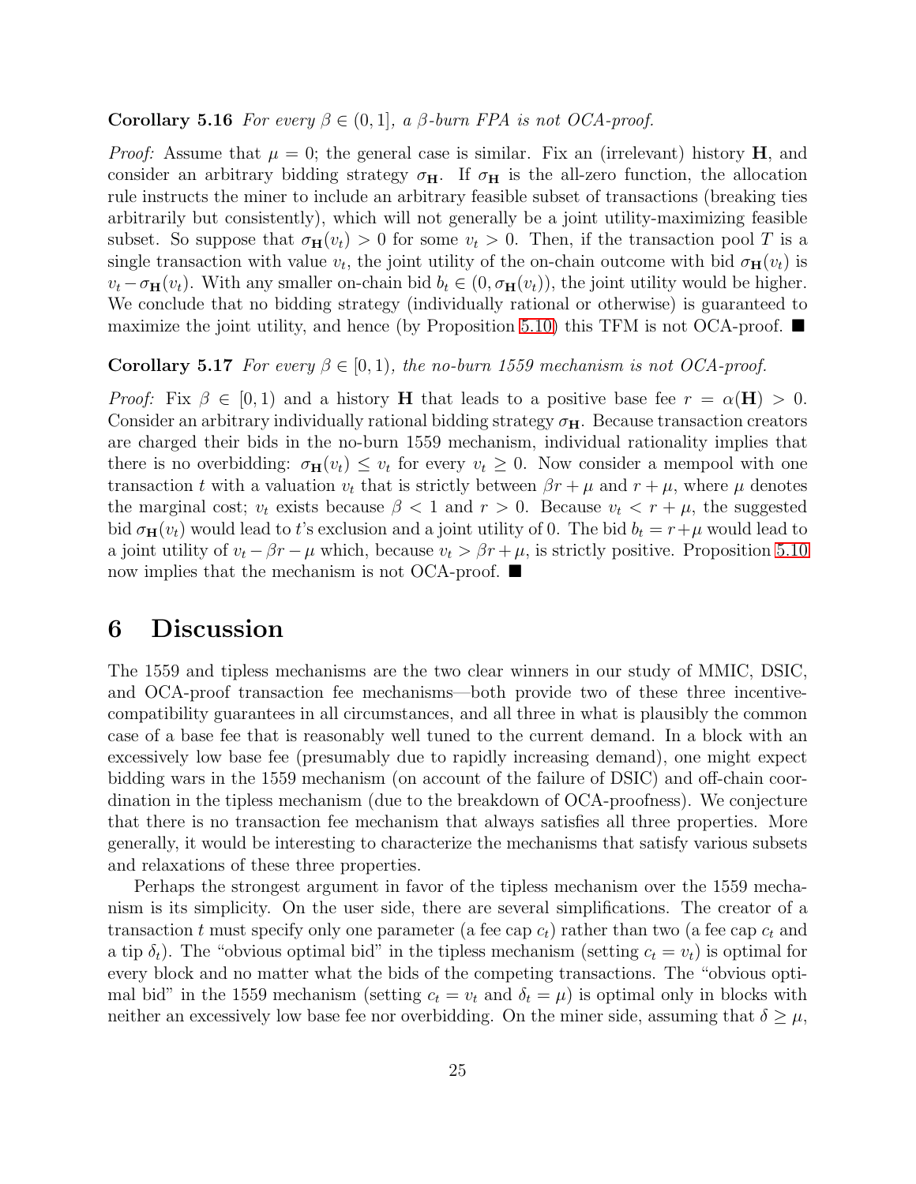**Corollary 5.16** *For every $\beta \in (0, 1]$, a $\beta$-burn FPA is not OCA-proof.*

*Proof:* Assume that $\mu = 0$; the general case is similar. Fix an (irrelevant) history $\mathbf{H}$, and consider an arbitrary bidding strategy $\sigma_{\mathbf{H}}$. If $\sigma_{\mathbf{H}}$ is the all-zero function, the allocation rule instructs the miner to include an arbitrary feasible subset of transactions (breaking ties arbitrarily but consistently), which will not generally be a joint utility-maximizing feasible subset. So suppose that $\sigma_{\mathbf{H}}(v_t) > 0$ for some $v_t > 0$. Then, if the transaction pool $T$ is a single transaction with value $v_t$, the joint utility of the on-chain outcome with bid $\sigma_{\mathbf{H}}(v_t)$ is $v_t - \sigma_{\mathbf{H}}(v_t)$. With any smaller on-chain bid $b_t \in (0, \sigma_{\mathbf{H}}(v_t))$, the joint utility would be higher. We conclude that no bidding strategy (individually rational or otherwise) is guaranteed to maximize the joint utility, and hence (by Proposition 5.10) this TFM is not OCA-proof. ■

**Corollary 5.17** *For every $\beta \in [0, 1)$, the no-burn 1559 mechanism is not OCA-proof.*

*Proof:* Fix $\beta \in [0, 1)$ and a history $\mathbf{H}$ that leads to a positive base fee $r = \alpha(\mathbf{H}) > 0$. Consider an arbitrary individually rational bidding strategy $\sigma_{\mathbf{H}}$. Because transaction creators are charged their bids in the no-burn 1559 mechanism, individual rationality implies that there is no overbidding: $\sigma_{\mathbf{H}}(v_t) \leq v_t$ for every $v_t \geq 0$. Now consider a mempool with one transaction $t$ with a valuation $v_t$ that is strictly between $\beta r + \mu$ and $r + \mu$, where $\mu$ denotes the marginal cost; $v_t$ exists because $\beta < 1$ and $r > 0$. Because $v_t < r + \mu$, the suggested bid $\sigma_{\mathbf{H}}(v_t)$ would lead to $t$'s exclusion and a joint utility of 0. The bid $b_t = r + \mu$ would lead to a joint utility of $v_t - \beta r - \mu$ which, because $v_t > \beta r + \mu$, is strictly positive. Proposition 5.10 now implies that the mechanism is not OCA-proof. ■

# 6 Discussion

The 1559 and tipless mechanisms are the two clear winners in our study of MMIC, DSIC, and OCA-proof transaction fee mechanisms—both provide two of these three incentive-compatibility guarantees in all circumstances, and all three in what is plausibly the common case of a base fee that is reasonably well tuned to the current demand. In a block with an excessively low base fee (presumably due to rapidly increasing demand), one might expect bidding wars in the 1559 mechanism (on account of the failure of DSIC) and off-chain coordination in the tipless mechanism (due to the breakdown of OCA-proofness). We conjecture that there is no transaction fee mechanism that always satisfies all three properties. More generally, it would be interesting to characterize the mechanisms that satisfy various subsets and relaxations of these three properties.

Perhaps the strongest argument in favor of the tipless mechanism over the 1559 mechanism is its simplicity. On the user side, there are several simplifications. The creator of a transaction $t$ must specify only one parameter (a fee cap $c_t$) rather than two (a fee cap $c_t$ and a tip $\delta_t$). The "obvious optimal bid" in the tipless mechanism (setting $c_t = v_t$) is optimal for every block and no matter what the bids of the competing transactions. The "obvious optimal bid" in the 1559 mechanism (setting $c_t = v_t$ and $\delta_t = \mu$) is optimal only in blocks with neither an excessively low base fee nor overbidding. On the miner side, assuming that $\delta \geq \mu$,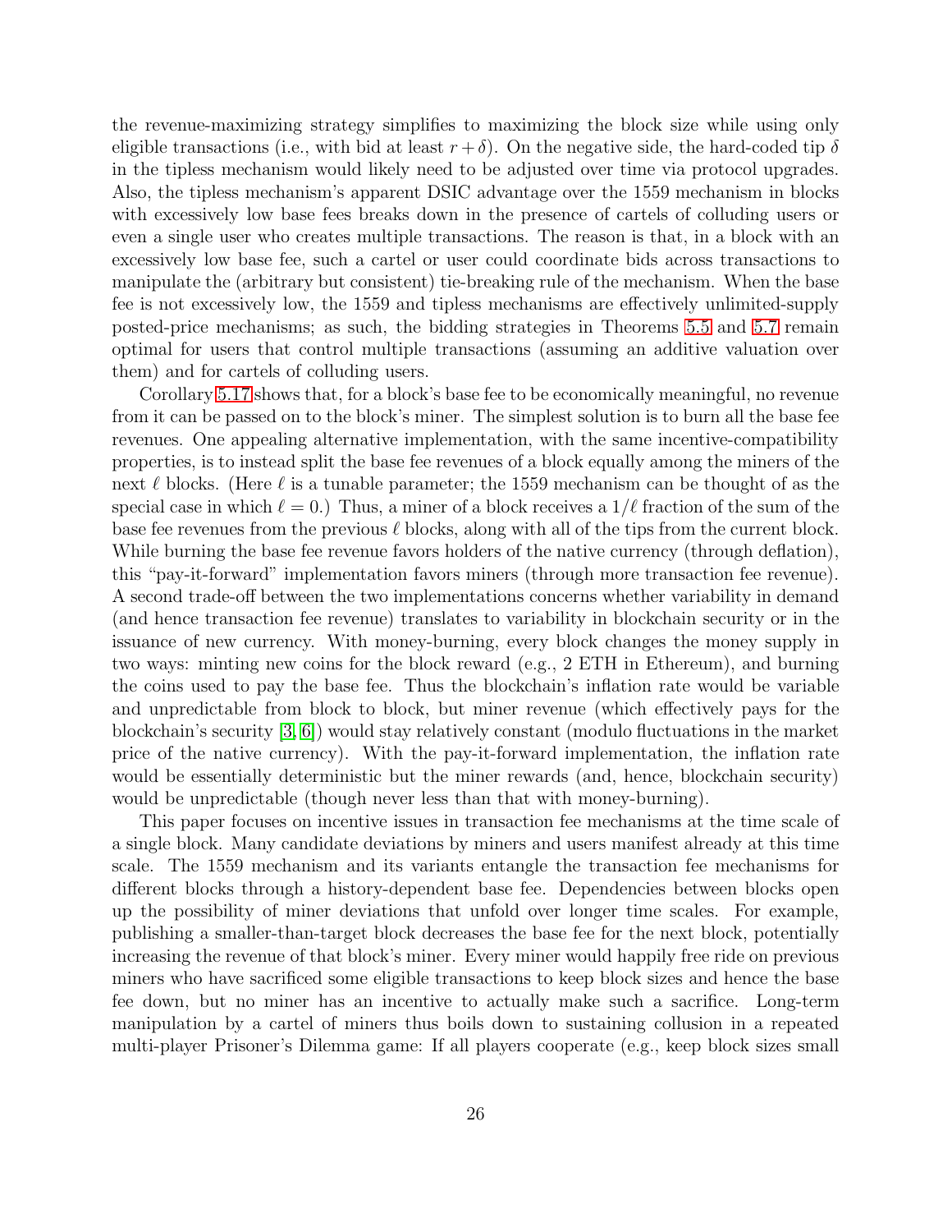the revenue-maximizing strategy simplifies to maximizing the block size while using only eligible transactions (i.e., with bid at least $r + \delta$). On the negative side, the hard-coded tip $\delta$ in the tipless mechanism would likely need to be adjusted over time via protocol upgrades. Also, the tipless mechanism's apparent DSIC advantage over the 1559 mechanism in blocks with excessively low base fees breaks down in the presence of cartels of colluding users or even a single user who creates multiple transactions. The reason is that, in a block with an excessively low base fee, such a cartel or user could coordinate bids across transactions to manipulate the (arbitrary but consistent) tie-breaking rule of the mechanism. When the base fee is not excessively low, the 1559 and tipless mechanisms are effectively unlimited-supply posted-price mechanisms; as such, the bidding strategies in Theorems 5.5 and 5.7 remain optimal for users that control multiple transactions (assuming an additive valuation over them) and for cartels of colluding users.

Corollary 5.17 shows that, for a block's base fee to be economically meaningful, no revenue from it can be passed on to the block's miner. The simplest solution is to burn all the base fee revenues. One appealing alternative implementation, with the same incentive-compatibility properties, is to instead split the base fee revenues of a block equally among the miners of the next $\ell$ blocks. (Here $\ell$ is a tunable parameter; the 1559 mechanism can be thought of as the special case in which $\ell = 0$.) Thus, a miner of a block receives a $1/\ell$ fraction of the sum of the base fee revenues from the previous $\ell$ blocks, along with all of the tips from the current block. While burning the base fee revenue favors holders of the native currency (through deflation), this "pay-it-forward" implementation favors miners (through more transaction fee revenue). A second trade-off between the two implementations concerns whether variability in demand (and hence transaction fee revenue) translates to variability in blockchain security or in the issuance of new currency. With money-burning, every block changes the money supply in two ways: minting new coins for the block reward (e.g., 2 ETH in Ethereum), and burning the coins used to pay the base fee. Thus the blockchain's inflation rate would be variable and unpredictable from block to block, but miner revenue (which effectively pays for the blockchain's security [3, 6]) would stay relatively constant (modulo fluctuations in the market price of the native currency). With the pay-it-forward implementation, the inflation rate would be essentially deterministic but the miner rewards (and, hence, blockchain security) would be unpredictable (though never less than that with money-burning).

This paper focuses on incentive issues in transaction fee mechanisms at the time scale of a single block. Many candidate deviations by miners and users manifest already at this time scale. The 1559 mechanism and its variants entangle the transaction fee mechanisms for different blocks through a history-dependent base fee. Dependencies between blocks open up the possibility of miner deviations that unfold over longer time scales. For example, publishing a smaller-than-target block decreases the base fee for the next block, potentially increasing the revenue of that block's miner. Every miner would happily free ride on previous miners who have sacrificed some eligible transactions to keep block sizes and hence the base fee down, but no miner has an incentive to actually make such a sacrifice. Long-term manipulation by a cartel of miners thus boils down to sustaining collusion in a repeated multi-player Prisoner's Dilemma game: If all players cooperate (e.g., keep block sizes small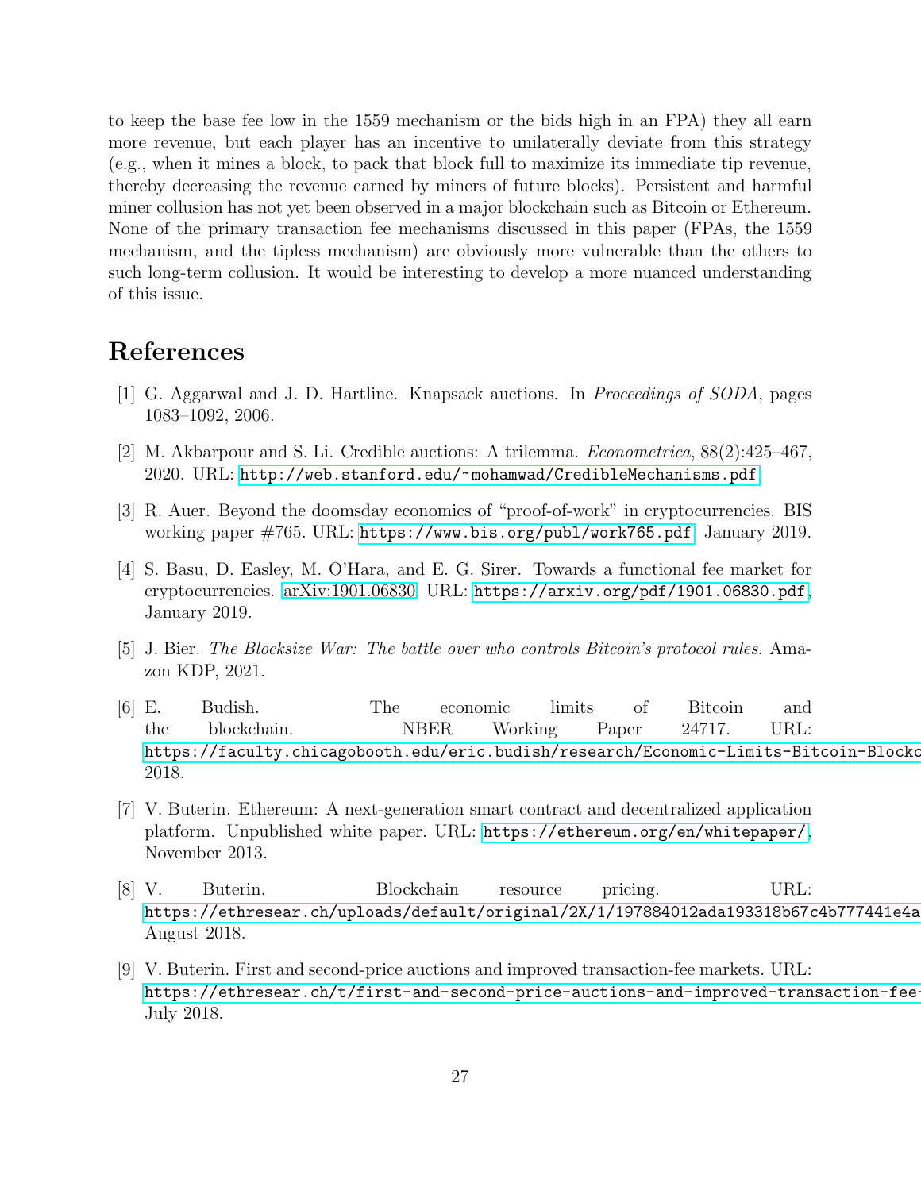to keep the base fee low in the 1559 mechanism or the bids high in an FPA) they all earn more revenue, but each player has an incentive to unilaterally deviate from this strategy (e.g., when it mines a block, to pack that block full to maximize its immediate tip revenue, thereby decreasing the revenue earned by miners of future blocks). Persistent and harmful miner collusion has not yet been observed in a major blockchain such as Bitcoin or Ethereum. None of the primary transaction fee mechanisms discussed in this paper (FPAs, the 1559 mechanism, and the tipless mechanism) are obviously more vulnerable than the others to such long-term collusion. It would be interesting to develop a more nuanced understanding of this issue.

# References

[1] G. Aggarwal and J. D. Hartline. Knapsack auctions. In *Proceedings of SODA*, pages 1083–1092, 2006.

[2] M. Akbarpour and S. Li. Credible auctions: A trilemma. *Econometrica*, 88(2):425–467, 2020. URL: http://web.stanford.edu/~mohamwad/CredibleMechanisms.pdf.

[3] R. Auer. Beyond the doomsday economics of "proof-of-work" in cryptocurrencies. BIS working paper #765. URL: https://www.bis.org/publ/work765.pdf, January 2019.

[4] S. Basu, D. Easley, M. O'Hara, and E. G. Sirer. Towards a functional fee market for cryptocurrencies. arXiv:1901.06830. URL: https://arxiv.org/pdf/1901.06830.pdf, January 2019.

[5] J. Bier. *The Blocksize War: The battle over who controls Bitcoin's protocol rules*. Amazon KDP, 2021.

[6] E. Budish. The economic limits of Bitcoin and the blockchain. NBER Working Paper 24717. URL: https://faculty.chicagobooth.edu/eric.budish/research/Economic-Limits-Bitcoin-Blockc 2018.

[7] V. Buterin. Ethereum: A next-generation smart contract and decentralized application platform. Unpublished white paper. URL: https://ethereum.org/en/whitepaper/, November 2013.

[8] V. Buterin. Blockchain resource pricing. URL: https://ethresear.ch/uploads/default/original/2X/1/197884012ada193318b67c4b777441e4a August 2018.

[9] V. Buterin. First and second-price auctions and improved transaction-fee markets. URL: https://ethresear.ch/t/first-and-second-price-auctions-and-improved-transaction-fee- July 2018.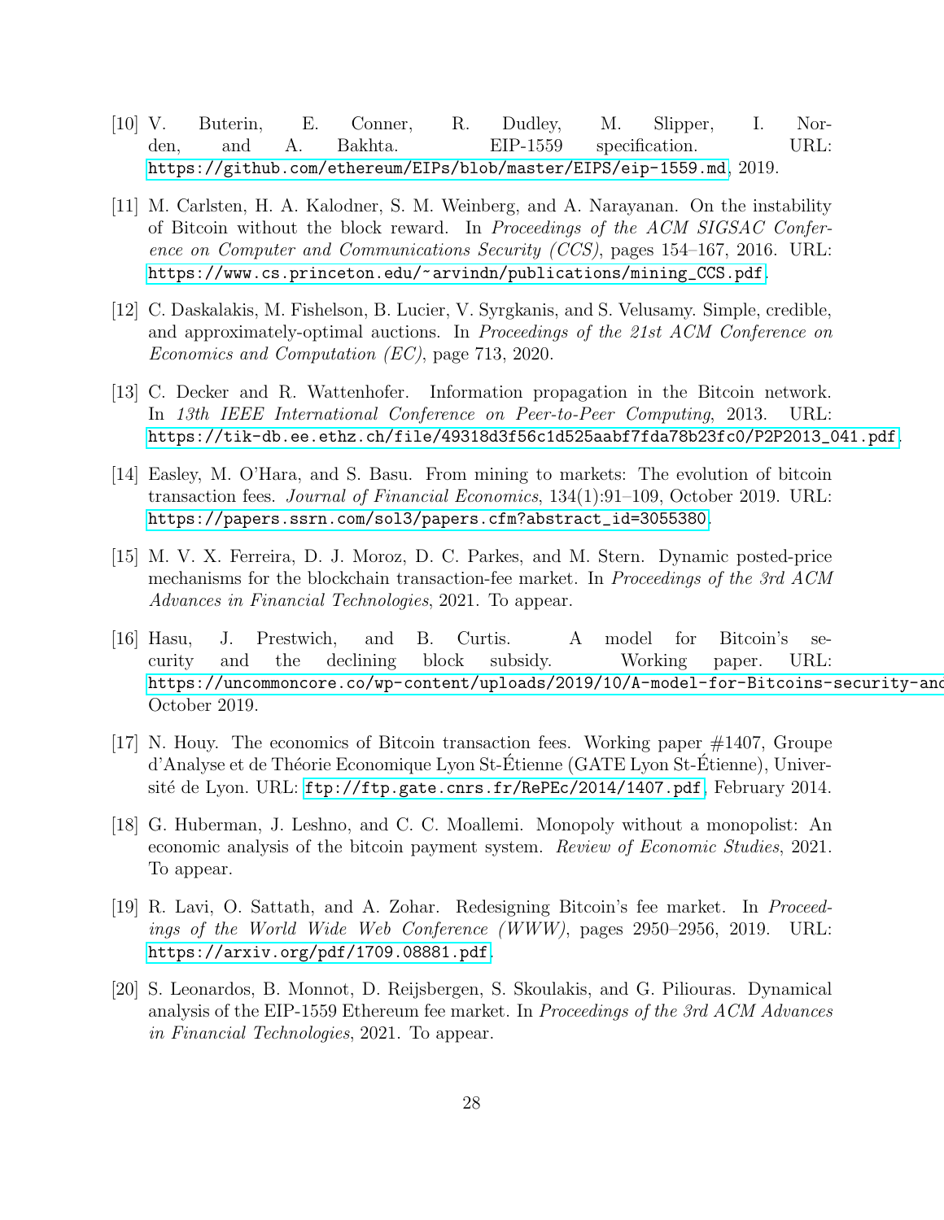[10] V. Buterin, E. Conner, R. Dudley, M. Slipper, I. Norden, and A. Bakhta. EIP-1559 specification. URL: https://github.com/ethereum/EIPs/blob/master/EIPS/eip-1559.md, 2019.

[11] M. Carlsten, H. A. Kalodner, S. M. Weinberg, and A. Narayanan. On the instability of Bitcoin without the block reward. In *Proceedings of the ACM SIGSAC Conference on Computer and Communications Security (CCS)*, pages 154–167, 2016. URL: https://www.cs.princeton.edu/~arvindn/publications/mining_CCS.pdf.

[12] C. Daskalakis, M. Fishelson, B. Lucier, V. Syrgkanis, and S. Velusamy. Simple, credible, and approximately-optimal auctions. In *Proceedings of the 21st ACM Conference on Economics and Computation (EC)*, page 713, 2020.

[13] C. Decker and R. Wattenhofer. Information propagation in the Bitcoin network. In *13th IEEE International Conference on Peer-to-Peer Computing*, 2013. URL: https://tik-db.ee.ethz.ch/file/49318d3f56c1d525aabf7fda78b23fc0/P2P2013_041.pdf.

[14] Easley, M. O'Hara, and S. Basu. From mining to markets: The evolution of bitcoin transaction fees. *Journal of Financial Economics*, 134(1):91–109, October 2019. URL: https://papers.ssrn.com/sol3/papers.cfm?abstract_id=3055380.

[15] M. V. X. Ferreira, D. J. Moroz, D. C. Parkes, and M. Stern. Dynamic posted-price mechanisms for the blockchain transaction-fee market. In *Proceedings of the 3rd ACM Advances in Financial Technologies*, 2021. To appear.

[16] Hasu, J. Prestwich, and B. Curtis. A model for Bitcoin's security and the declining block subsidy. Working paper. URL: https://uncommoncore.co/wp-content/uploads/2019/10/A-model-for-Bitcoins-security-and October 2019.

[17] N. Houy. The economics of Bitcoin transaction fees. Working paper #1407, Groupe d'Analyse et de Théorie Economique Lyon St-Étienne (GATE Lyon St-Étienne), Université de Lyon. URL: ftp://ftp.gate.cnrs.fr/RePEc/2014/1407.pdf, February 2014.

[18] G. Huberman, J. Leshno, and C. C. Moallemi. Monopoly without a monopolist: An economic analysis of the bitcoin payment system. *Review of Economic Studies*, 2021. To appear.

[19] R. Lavi, O. Sattath, and A. Zohar. Redesigning Bitcoin's fee market. In *Proceedings of the World Wide Web Conference (WWW)*, pages 2950–2956, 2019. URL: https://arxiv.org/pdf/1709.08881.pdf.

[20] S. Leonardos, B. Monnot, D. Reijsbergen, S. Skoulakis, and G. Piliouras. Dynamical analysis of the EIP-1559 Ethereum fee market. In *Proceedings of the 3rd ACM Advances in Financial Technologies*, 2021. To appear.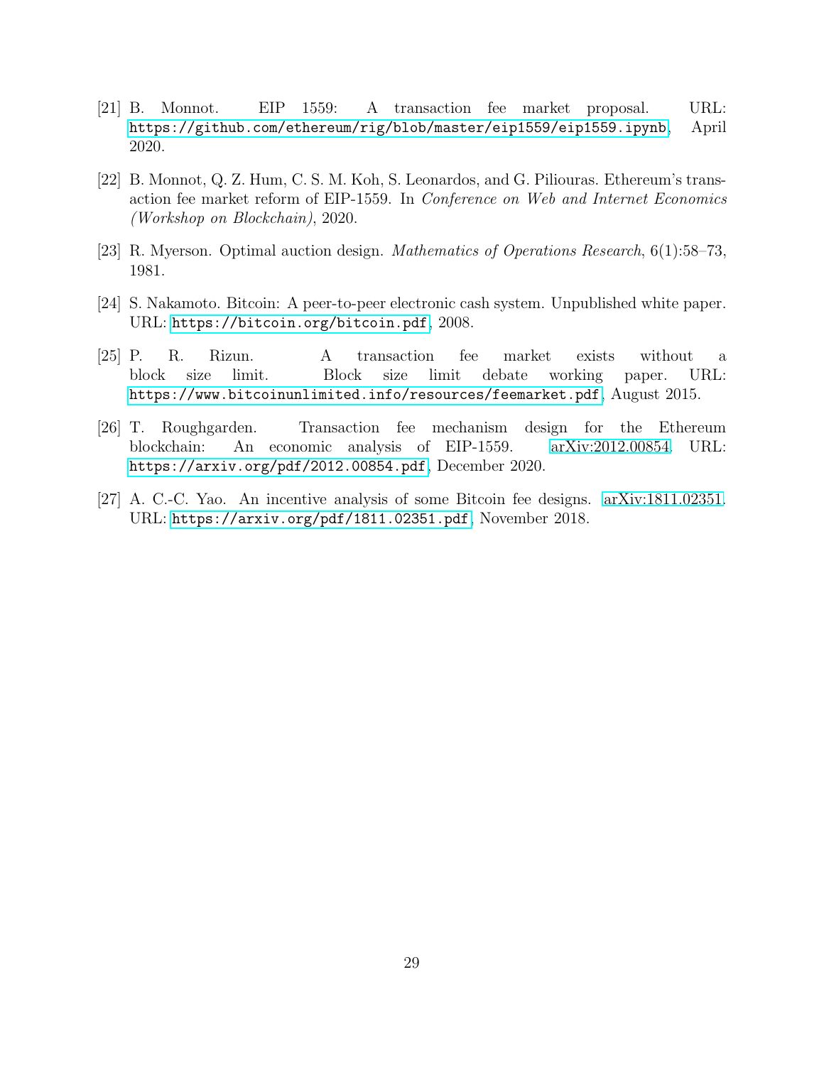[21] B. Monnot. EIP 1559: A transaction fee market proposal. URL: https://github.com/ethereum/rig/blob/master/eip1559/eip1559.ipynb, April 2020.

[22] B. Monnot, Q. Z. Hum, C. S. M. Koh, S. Leonardos, and G. Piliouras. Ethereum's transaction fee market reform of EIP-1559. In *Conference on Web and Internet Economics (Workshop on Blockchain)*, 2020.

[23] R. Myerson. Optimal auction design. *Mathematics of Operations Research*, 6(1):58–73, 1981.

[24] S. Nakamoto. Bitcoin: A peer-to-peer electronic cash system. Unpublished white paper. URL: https://bitcoin.org/bitcoin.pdf, 2008.

[25] P. R. Rizun. A transaction fee market exists without a block size limit. Block size limit debate working paper. URL: https://www.bitcoinunlimited.info/resources/feemarket.pdf, August 2015.

[26] T. Roughgarden. Transaction fee mechanism design for the Ethereum blockchain: An economic analysis of EIP-1559. arXiv:2012.00854. URL: https://arxiv.org/pdf/2012.00854.pdf, December 2020.

[27] A. C.-C. Yao. An incentive analysis of some Bitcoin fee designs. arXiv:1811.02351. URL: https://arxiv.org/pdf/1811.02351.pdf, November 2018.